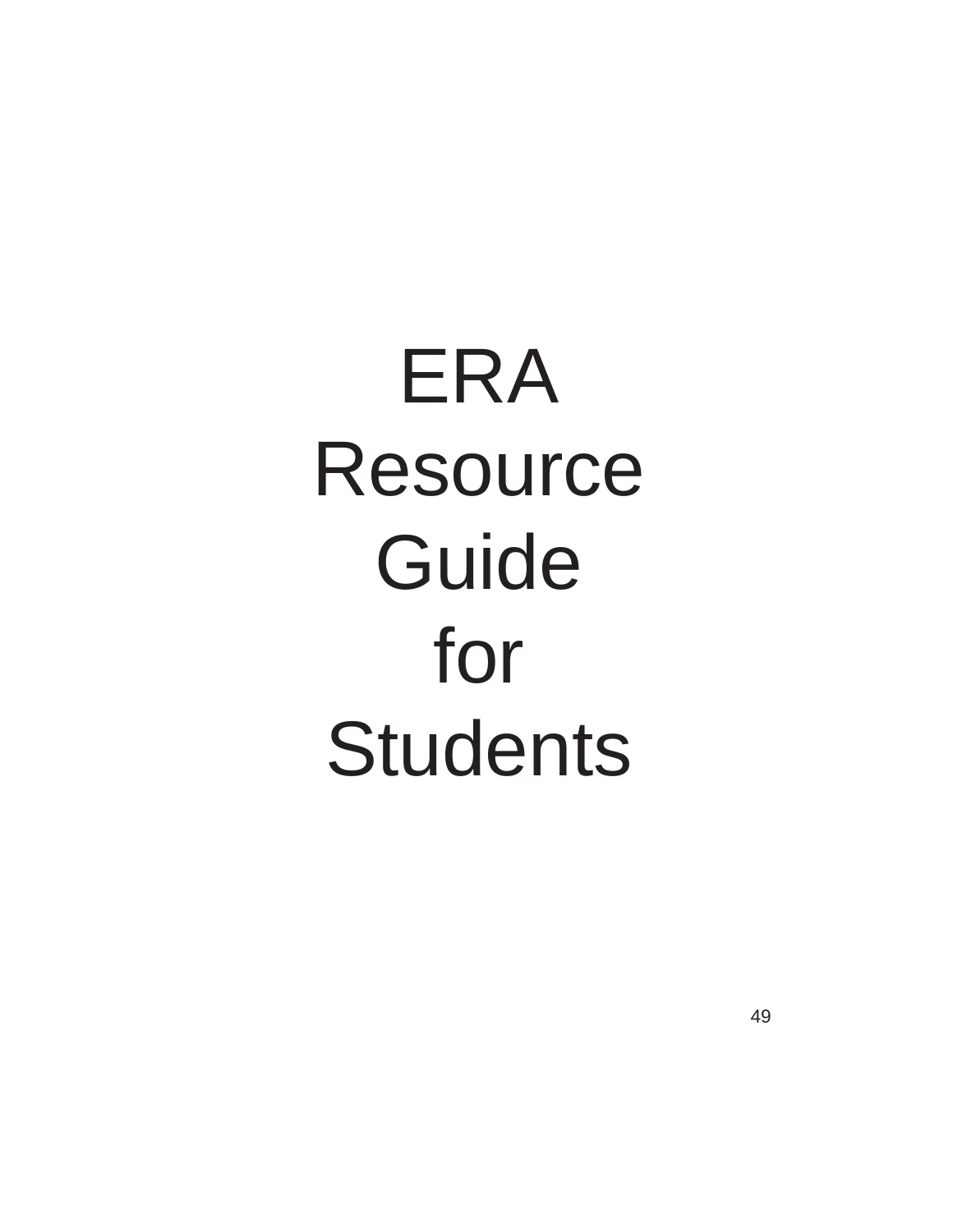# ERA Resource Guide for Students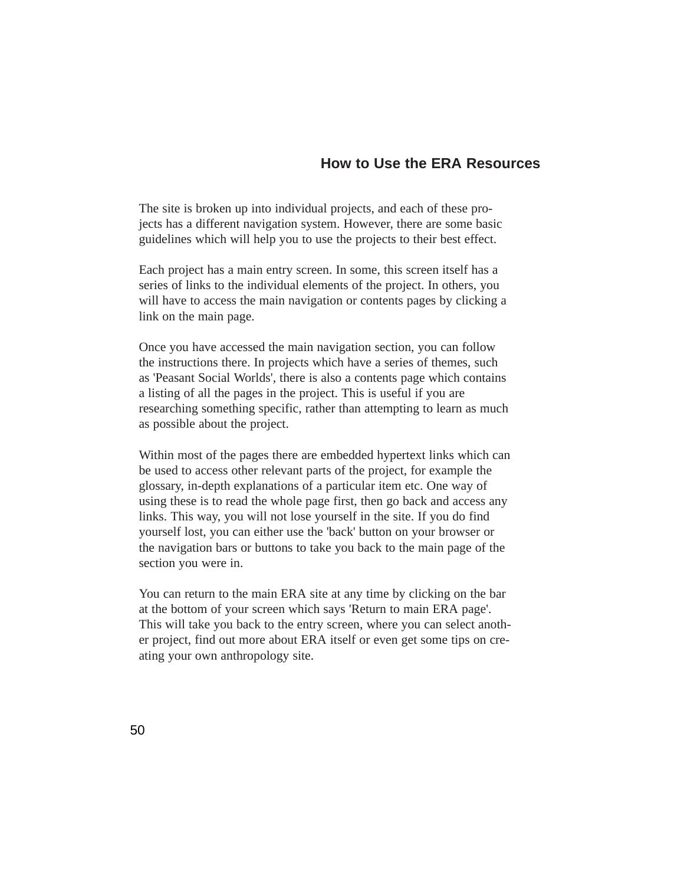## How to Use the ERA Resources

The site is broken up into individual projects, and each of these projects has a different navigation system. However, there are some basic guidelines which will help you to use the projects to their best effect.

Each project has a main entry screen. In some, this screen itself has a series of links to the individual elements of the project. In others, you will have to access the main navigation or contents pages by clicking a link on the main page.

Once you have accessed the main navigation section, you can follow the instructions there. In projects which have a series of themes, such as 'Peasant Social Worlds', there is also a contents page which contains a listing of all the pages in the project. This is useful if you are researching something specific, rather than attempting to learn as much as possible about the project.

Within most of the pages there are embedded hypertext links which can be used to access other relevant parts of the project, for example the glossary, in-depth explanations of a particular item etc. One way of using these is to read the whole page first, then go back and access any links. This way, you will not lose yourself in the site. If you do find yourself lost, you can either use the 'back' button on your browser or the navigation bars or buttons to take you back to the main page of the section you were in.

You can return to the main ERA site at any time by clicking on the bar at the bottom of your screen which says 'Return to main ERA page'. This will take you back to the entry screen, where you can select another project, find out more about ERA itself or even get some tips on creating your own anthropology site.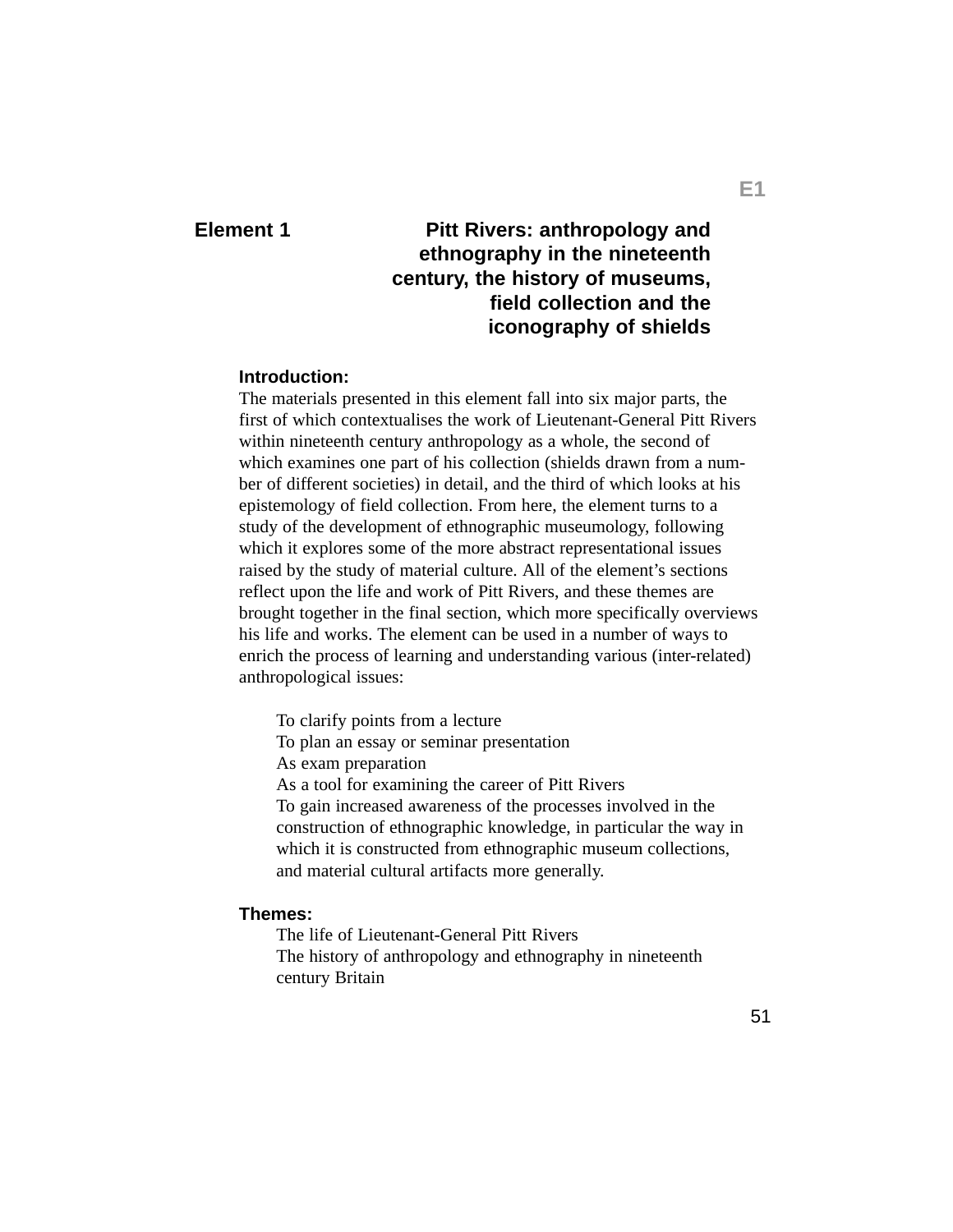# Element 1 — Pitt Rivers: anthropology and ethnography in the nineteenth century, the history of museums, field collection and the iconography of shields

**Introduction:**

The materials presented in this element fall into six major parts, the first of which contextualises the work of Lieutenant-General Pitt Rivers within nineteenth century anthropology as a whole, the second of which examines one part of his collection (shields drawn from a number of different societies) in detail, and the third of which looks at his epistemology of field collection. From here, the element turns to a study of the development of ethnographic museumology, following which it explores some of the more abstract representational issues raised by the study of material culture. All of the element's sections reflect upon the life and work of Pitt Rivers, and these themes are brought together in the final section, which more specifically overviews his life and works. The element can be used in a number of ways to enrich the process of learning and understanding various (inter-related) anthropological issues:

- To clarify points from a lecture
- To plan an essay or seminar presentation
- As exam preparation
- As a tool for examining the career of Pitt Rivers
- To gain increased awareness of the processes involved in the construction of ethnographic knowledge, in particular the way in which it is constructed from ethnographic museum collections, and material cultural artifacts more generally.

**Themes:**

- The life of Lieutenant-General Pitt Rivers
- The history of anthropology and ethnography in nineteenth century Britain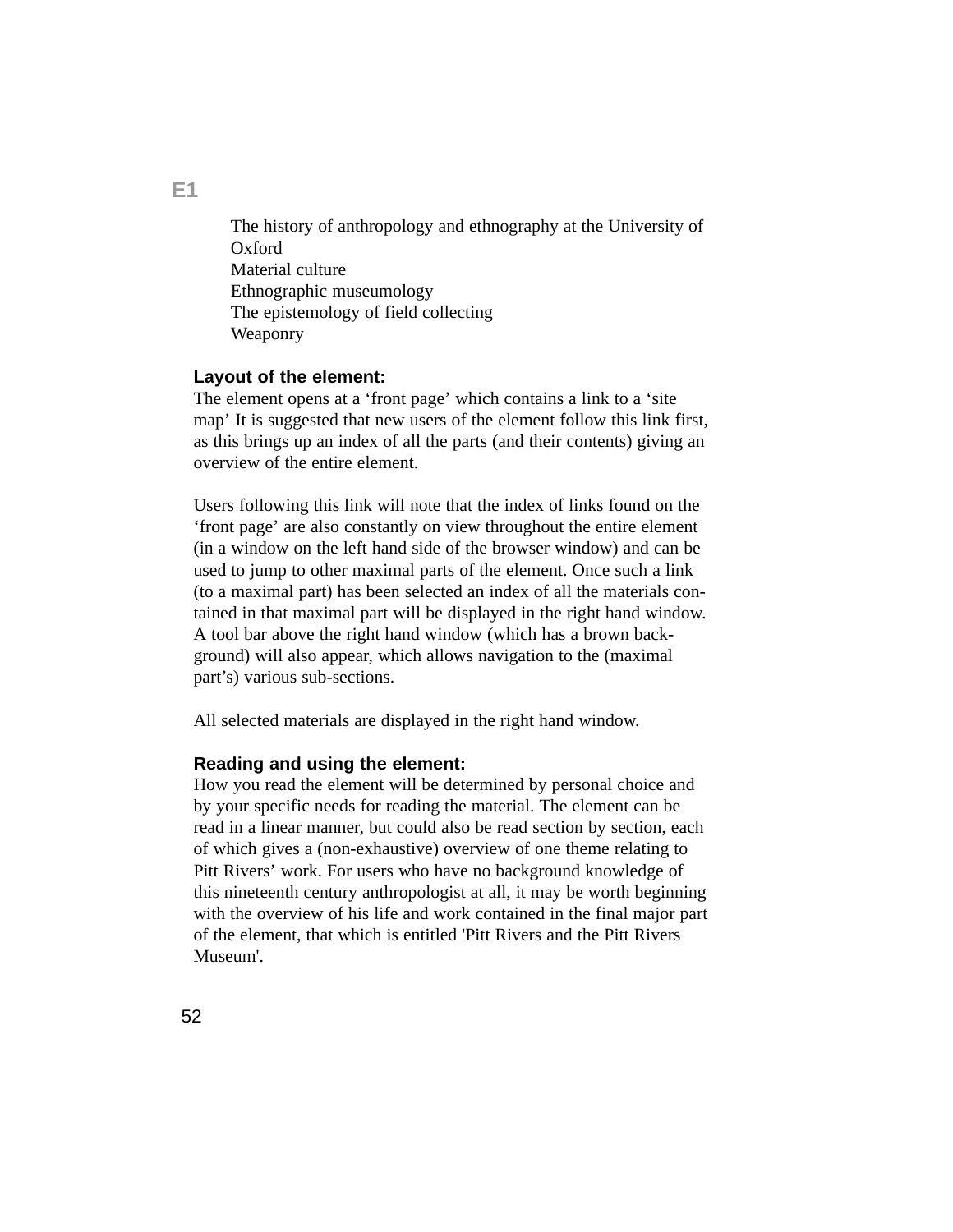**E1**

The history of anthropology and ethnography at the University of Oxford
Material culture
Ethnographic museumology
The epistemology of field collecting
Weaponry

### Layout of the element:

The element opens at a ‘front page’ which contains a link to a ‘site map’ It is suggested that new users of the element follow this link first, as this brings up an index of all the parts (and their contents) giving an overview of the entire element.

Users following this link will note that the index of links found on the ‘front page’ are also constantly on view throughout the entire element (in a window on the left hand side of the browser window) and can be used to jump to other maximal parts of the element. Once such a link (to a maximal part) has been selected an index of all the materials contained in that maximal part will be displayed in the right hand window. A tool bar above the right hand window (which has a brown background) will also appear, which allows navigation to the (maximal part’s) various sub-sections.

All selected materials are displayed in the right hand window.

### Reading and using the element:

How you read the element will be determined by personal choice and by your specific needs for reading the material. The element can be read in a linear manner, but could also be read section by section, each of which gives a (non-exhaustive) overview of one theme relating to Pitt Rivers’ work. For users who have no background knowledge of this nineteenth century anthropologist at all, it may be worth beginning with the overview of his life and work contained in the final major part of the element, that which is entitled 'Pitt Rivers and the Pitt Rivers Museum'.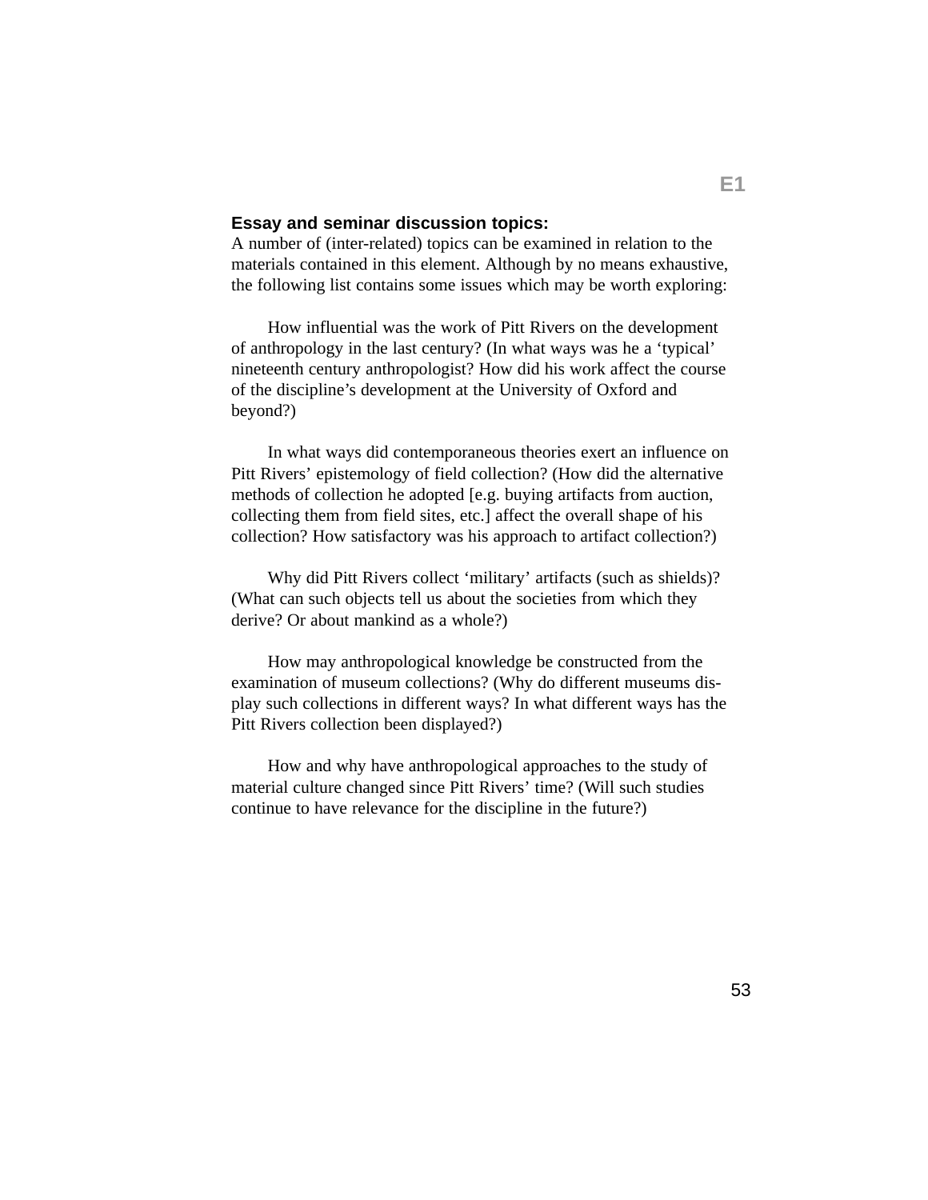**Essay and seminar discussion topics:**

A number of (inter-related) topics can be examined in relation to the materials contained in this element. Although by no means exhaustive, the following list contains some issues which may be worth exploring:

How influential was the work of Pitt Rivers on the development of anthropology in the last century? (In what ways was he a 'typical' nineteenth century anthropologist? How did his work affect the course of the discipline's development at the University of Oxford and beyond?)

In what ways did contemporaneous theories exert an influence on Pitt Rivers' epistemology of field collection? (How did the alternative methods of collection he adopted [e.g. buying artifacts from auction, collecting them from field sites, etc.] affect the overall shape of his collection? How satisfactory was his approach to artifact collection?)

Why did Pitt Rivers collect 'military' artifacts (such as shields)? (What can such objects tell us about the societies from which they derive? Or about mankind as a whole?)

How may anthropological knowledge be constructed from the examination of museum collections? (Why do different museums display such collections in different ways? In what different ways has the Pitt Rivers collection been displayed?)

How and why have anthropological approaches to the study of material culture changed since Pitt Rivers' time? (Will such studies continue to have relevance for the discipline in the future?)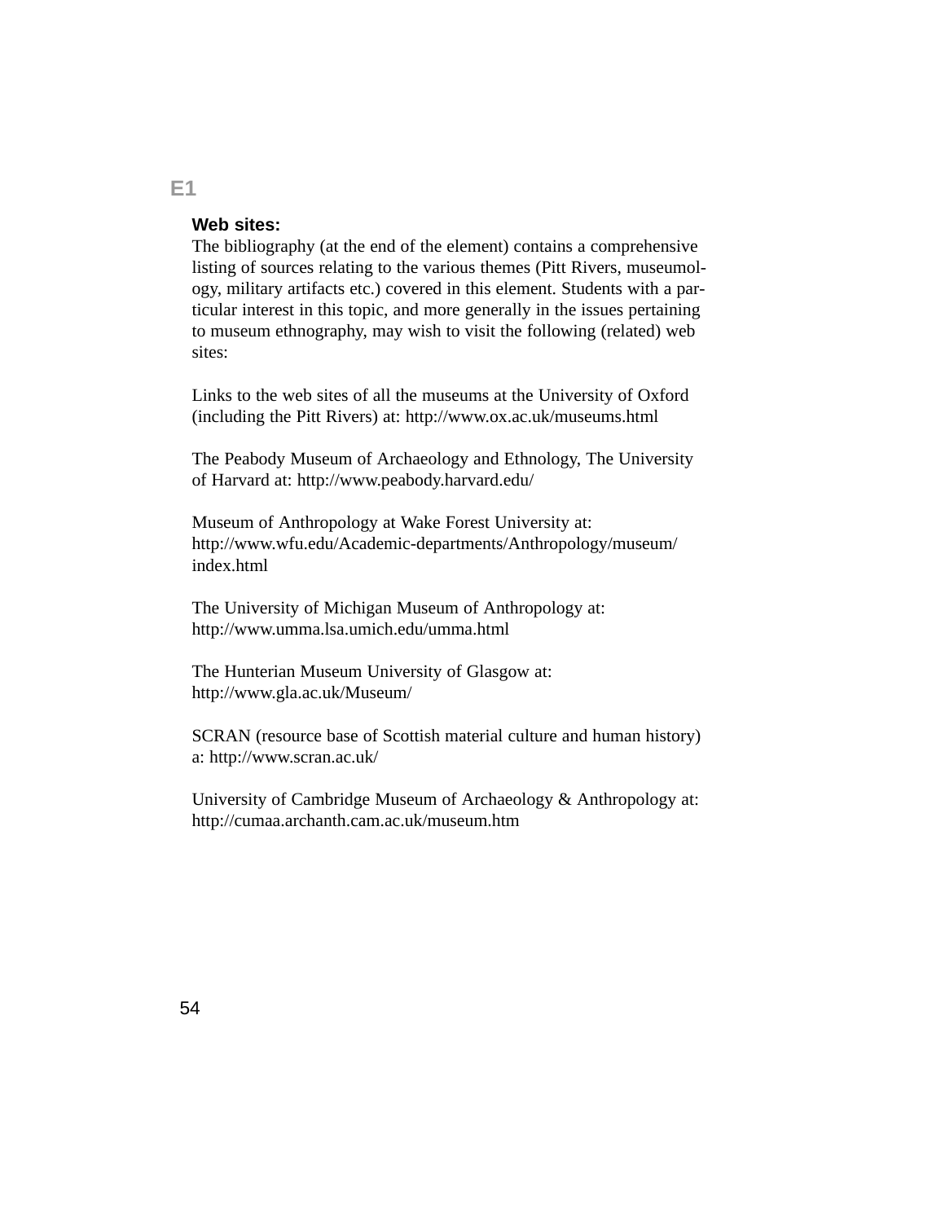**Web sites:**

The bibliography (at the end of the element) contains a comprehensive listing of sources relating to the various themes (Pitt Rivers, museumology, military artifacts etc.) covered in this element. Students with a particular interest in this topic, and more generally in the issues pertaining to museum ethnography, may wish to visit the following (related) web sites:

Links to the web sites of all the museums at the University of Oxford (including the Pitt Rivers) at: http://www.ox.ac.uk/museums.html

The Peabody Museum of Archaeology and Ethnology, The University of Harvard at: http://www.peabody.harvard.edu/

Museum of Anthropology at Wake Forest University at: http://www.wfu.edu/Academic-departments/Anthropology/museum/index.html

The University of Michigan Museum of Anthropology at: http://www.umma.lsa.umich.edu/umma.html

The Hunterian Museum University of Glasgow at: http://www.gla.ac.uk/Museum/

SCRAN (resource base of Scottish material culture and human history) a: http://www.scran.ac.uk/

University of Cambridge Museum of Archaeology & Anthropology at: http://cumaa.archanth.cam.ac.uk/museum.htm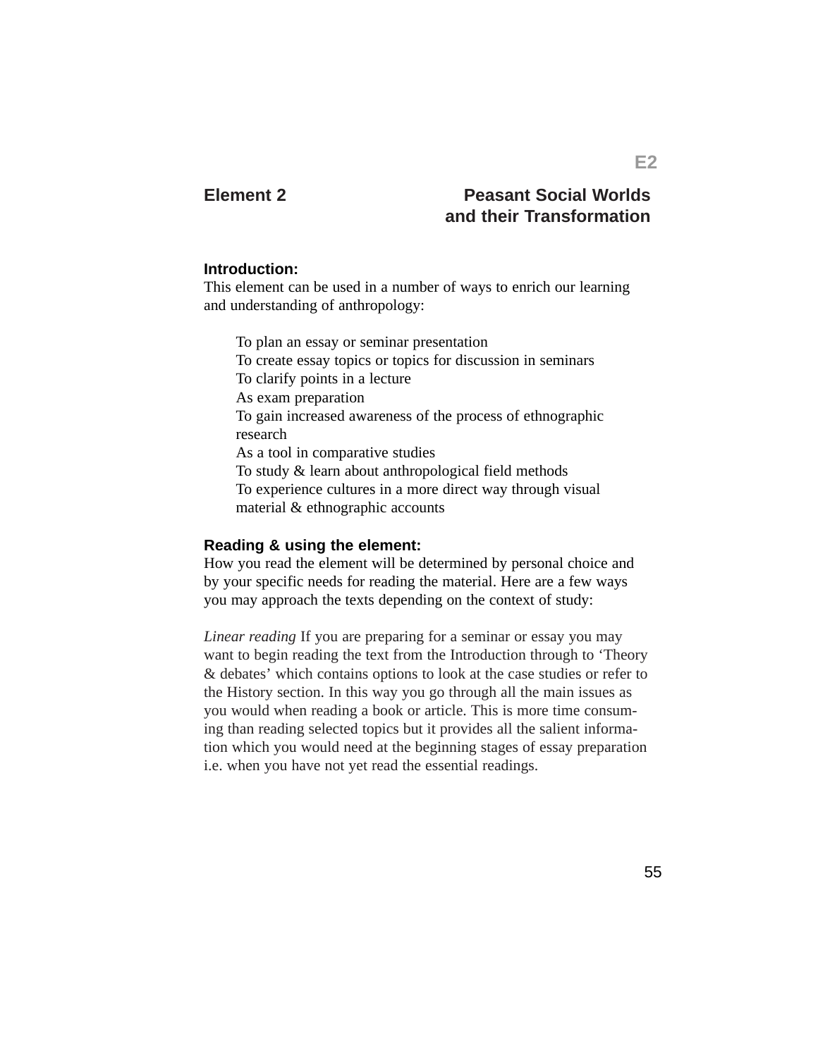# Element 2 — Peasant Social Worlds and their Transformation

### Introduction:

This element can be used in a number of ways to enrich our learning and understanding of anthropology:

- To plan an essay or seminar presentation
- To create essay topics or topics for discussion in seminars
- To clarify points in a lecture
- As exam preparation
- To gain increased awareness of the process of ethnographic research
- As a tool in comparative studies
- To study & learn about anthropological field methods
- To experience cultures in a more direct way through visual material & ethnographic accounts

### Reading & using the element:

How you read the element will be determined by personal choice and by your specific needs for reading the material. Here are a few ways you may approach the texts depending on the context of study:

*Linear reading* If you are preparing for a seminar or essay you may want to begin reading the text from the Introduction through to 'Theory & debates' which contains options to look at the case studies or refer to the History section. In this way you go through all the main issues as you would when reading a book or article. This is more time consuming than reading selected topics but it provides all the salient information which you would need at the beginning stages of essay preparation i.e. when you have not yet read the essential readings.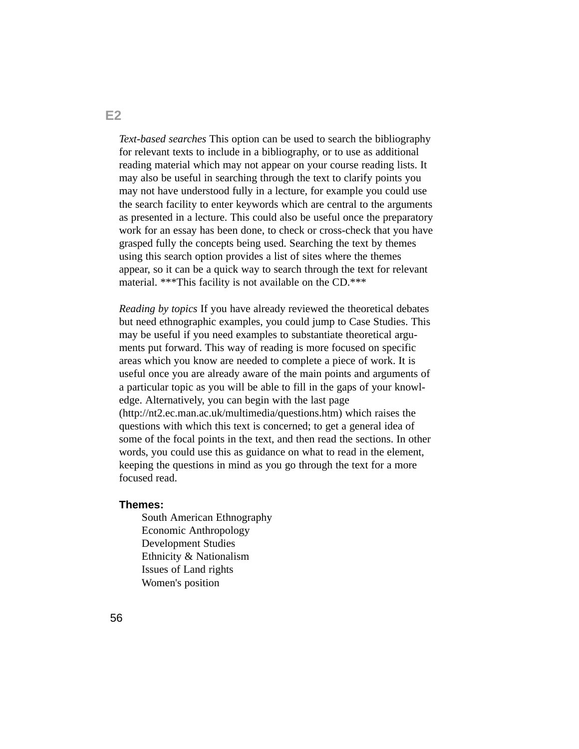*Text-based searches* This option can be used to search the bibliography for relevant texts to include in a bibliography, or to use as additional reading material which may not appear on your course reading lists. It may also be useful in searching through the text to clarify points you may not have understood fully in a lecture, for example you could use the search facility to enter keywords which are central to the arguments as presented in a lecture. This could also be useful once the preparatory work for an essay has been done, to check or cross-check that you have grasped fully the concepts being used. Searching the text by themes using this search option provides a list of sites where the themes appear, so it can be a quick way to search through the text for relevant material. ***This facility is not available on the CD.***

*Reading by topics* If you have already reviewed the theoretical debates but need ethnographic examples, you could jump to Case Studies. This may be useful if you need examples to substantiate theoretical arguments put forward. This way of reading is more focused on specific areas which you know are needed to complete a piece of work. It is useful once you are already aware of the main points and arguments of a particular topic as you will be able to fill in the gaps of your knowledge. Alternatively, you can begin with the last page (http://nt2.ec.man.ac.uk/multimedia/questions.htm) which raises the questions with which this text is concerned; to get a general idea of some of the focal points in the text, and then read the sections. In other words, you could use this as guidance on what to read in the element, keeping the questions in mind as you go through the text for a more focused read.

**Themes:**

- South American Ethnography
- Economic Anthropology
- Development Studies
- Ethnicity & Nationalism
- Issues of Land rights
- Women's position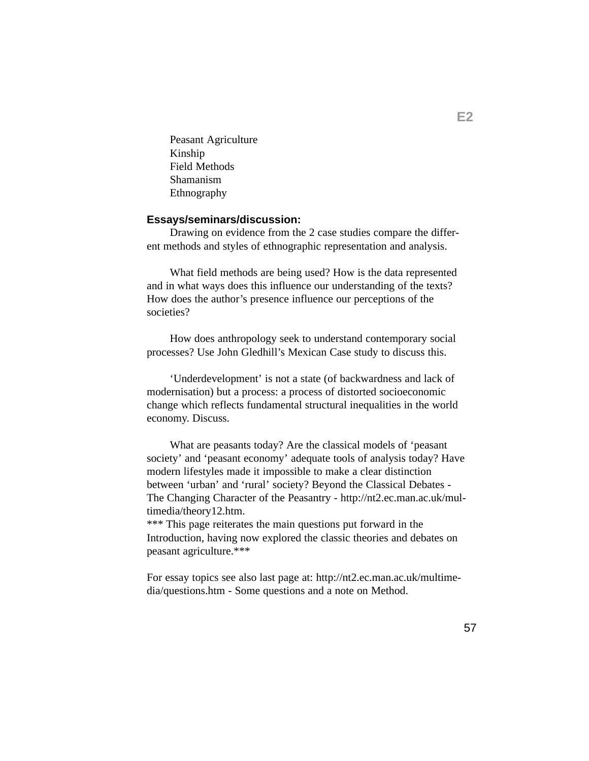Peasant Agriculture
Kinship
Field Methods
Shamanism
Ethnography

**Essays/seminars/discussion:**

Drawing on evidence from the 2 case studies compare the different methods and styles of ethnographic representation and analysis.

What field methods are being used? How is the data represented and in what ways does this influence our understanding of the texts? How does the author's presence influence our perceptions of the societies?

How does anthropology seek to understand contemporary social processes? Use John Gledhill's Mexican Case study to discuss this.

'Underdevelopment' is not a state (of backwardness and lack of modernisation) but a process: a process of distorted socioeconomic change which reflects fundamental structural inequalities in the world economy. Discuss.

What are peasants today? Are the classical models of 'peasant society' and 'peasant economy' adequate tools of analysis today? Have modern lifestyles made it impossible to make a clear distinction between 'urban' and 'rural' society? Beyond the Classical Debates - The Changing Character of the Peasantry - http://nt2.ec.man.ac.uk/multimedia/theory12.htm.
*** This page reiterates the main questions put forward in the Introduction, having now explored the classic theories and debates on peasant agriculture.***

For essay topics see also last page at: http://nt2.ec.man.ac.uk/multimedia/questions.htm - Some questions and a note on Method.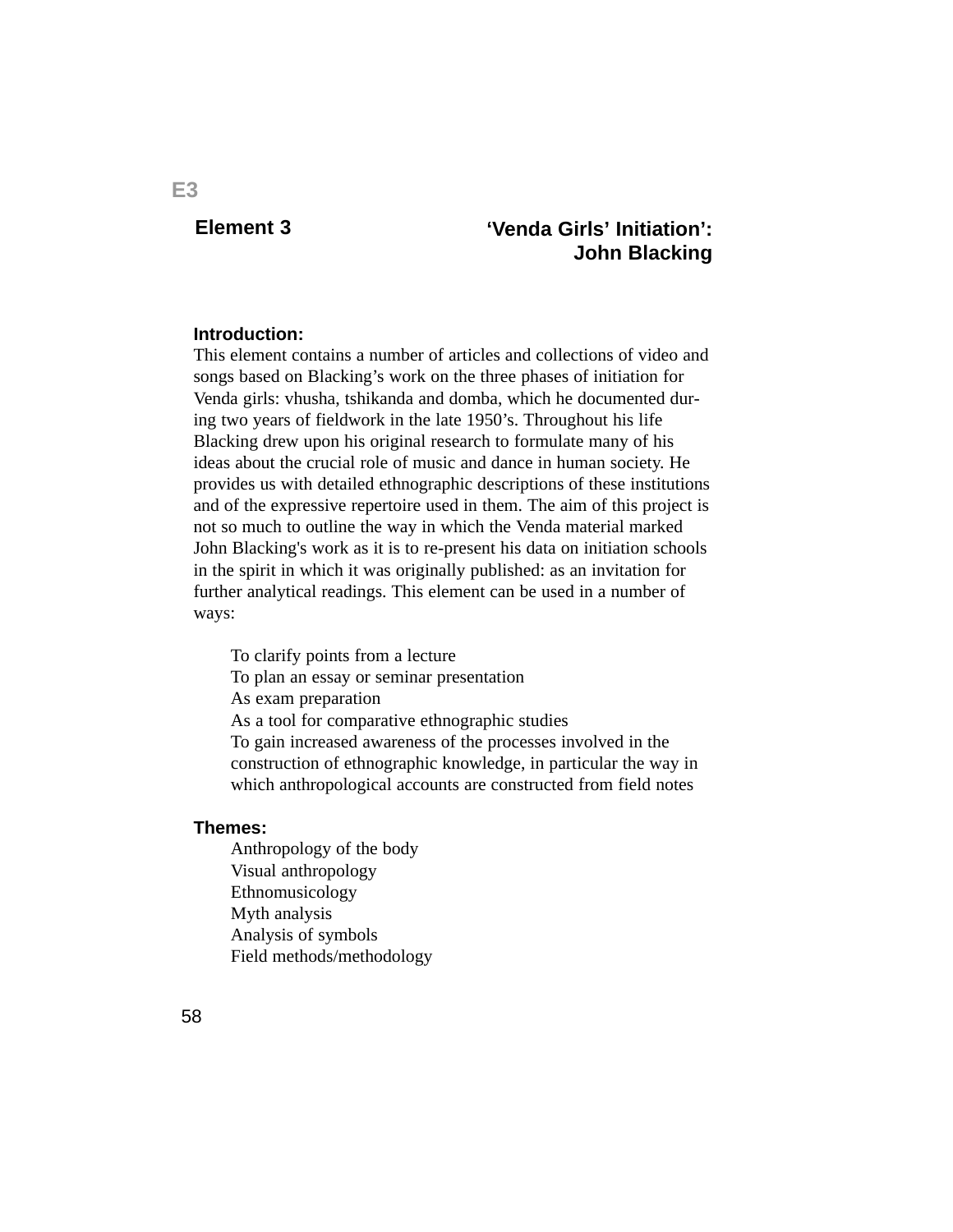# Element 3

## 'Venda Girls' Initiation': John Blacking

**Introduction:**
This element contains a number of articles and collections of video and songs based on Blacking's work on the three phases of initiation for Venda girls: vhusha, tshikanda and domba, which he documented during two years of fieldwork in the late 1950's. Throughout his life Blacking drew upon his original research to formulate many of his ideas about the crucial role of music and dance in human society. He provides us with detailed ethnographic descriptions of these institutions and of the expressive repertoire used in them. The aim of this project is not so much to outline the way in which the Venda material marked John Blacking's work as it is to re-present his data on initiation schools in the spirit in which it was originally published: as an invitation for further analytical readings. This element can be used in a number of ways:

- To clarify points from a lecture
- To plan an essay or seminar presentation
- As exam preparation
- As a tool for comparative ethnographic studies
- To gain increased awareness of the processes involved in the construction of ethnographic knowledge, in particular the way in which anthropological accounts are constructed from field notes

**Themes:**

- Anthropology of the body
- Visual anthropology
- Ethnomusicology
- Myth analysis
- Analysis of symbols
- Field methods/methodology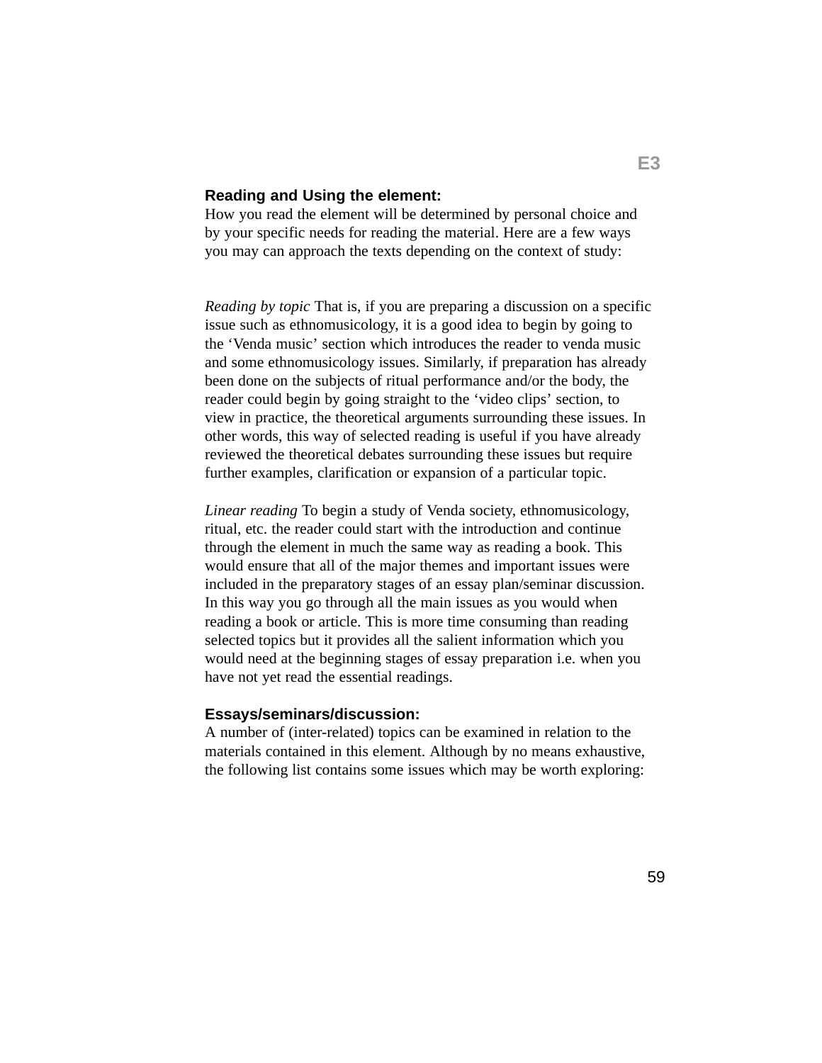## Reading and Using the element:

How you read the element will be determined by personal choice and by your specific needs for reading the material. Here are a few ways you may can approach the texts depending on the context of study:

*Reading by topic* That is, if you are preparing a discussion on a specific issue such as ethnomusicology, it is a good idea to begin by going to the ‘Venda music’ section which introduces the reader to venda music and some ethnomusicology issues. Similarly, if preparation has already been done on the subjects of ritual performance and/or the body, the reader could begin by going straight to the ‘video clips’ section, to view in practice, the theoretical arguments surrounding these issues. In other words, this way of selected reading is useful if you have already reviewed the theoretical debates surrounding these issues but require further examples, clarification or expansion of a particular topic.

*Linear reading* To begin a study of Venda society, ethnomusicology, ritual, etc. the reader could start with the introduction and continue through the element in much the same way as reading a book. This would ensure that all of the major themes and important issues were included in the preparatory stages of an essay plan/seminar discussion. In this way you go through all the main issues as you would when reading a book or article. This is more time consuming than reading selected topics but it provides all the salient information which you would need at the beginning stages of essay preparation i.e. when you have not yet read the essential readings.

## Essays/seminars/discussion:

A number of (inter-related) topics can be examined in relation to the materials contained in this element. Although by no means exhaustive, the following list contains some issues which may be worth exploring: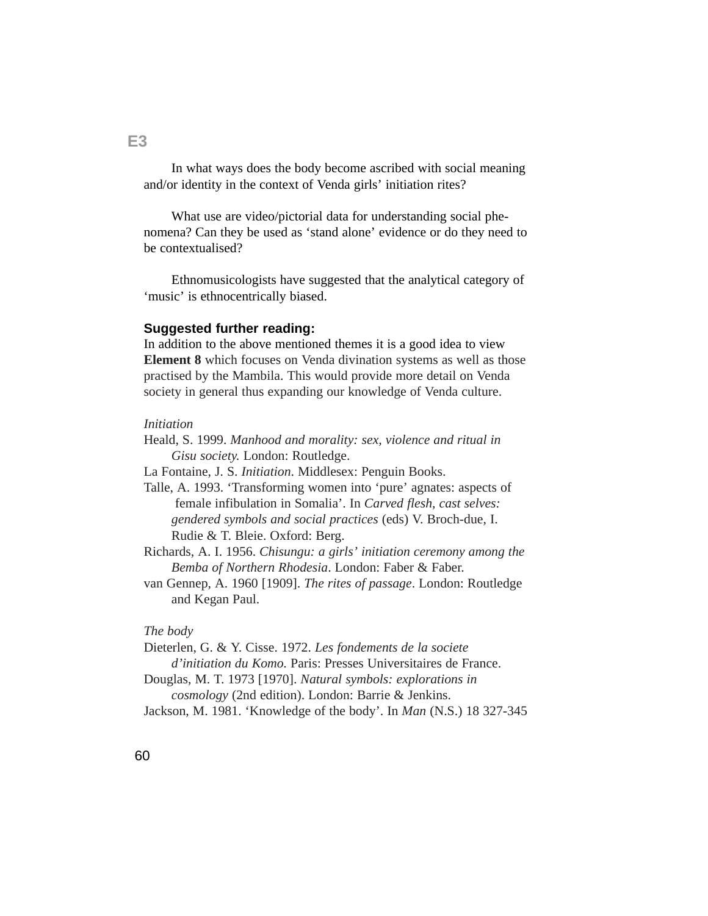In what ways does the body become ascribed with social meaning and/or identity in the context of Venda girls' initiation rites?

What use are video/pictorial data for understanding social phenomena? Can they be used as 'stand alone' evidence or do they need to be contextualised?

Ethnomusicologists have suggested that the analytical category of 'music' is ethnocentrically biased.

### Suggested further reading:

In addition to the above mentioned themes it is a good idea to view **Element 8** which focuses on Venda divination systems as well as those practised by the Mambila. This would provide more detail on Venda society in general thus expanding our knowledge of Venda culture.

*Initiation*

Heald, S. 1999. *Manhood and morality: sex, violence and ritual in Gisu society.* London: Routledge.

La Fontaine, J. S. *Initiation*. Middlesex: Penguin Books.

Talle, A. 1993. 'Transforming women into 'pure' agnates: aspects of female infibulation in Somalia'. In *Carved flesh, cast selves: gendered symbols and social practices* (eds) V. Broch-due, I. Rudie & T. Bleie. Oxford: Berg.

Richards, A. I. 1956. *Chisungu: a girls' initiation ceremony among the Bemba of Northern Rhodesia*. London: Faber & Faber.

van Gennep, A. 1960 [1909]. *The rites of passage*. London: Routledge and Kegan Paul.

*The body*

Dieterlen, G. & Y. Cisse. 1972. *Les fondements de la societe d'initiation du Komo.* Paris: Presses Universitaires de France.

Douglas, M. T. 1973 [1970]. *Natural symbols: explorations in cosmology* (2nd edition). London: Barrie & Jenkins.

Jackson, M. 1981. 'Knowledge of the body'. In *Man* (N.S.) 18 327-345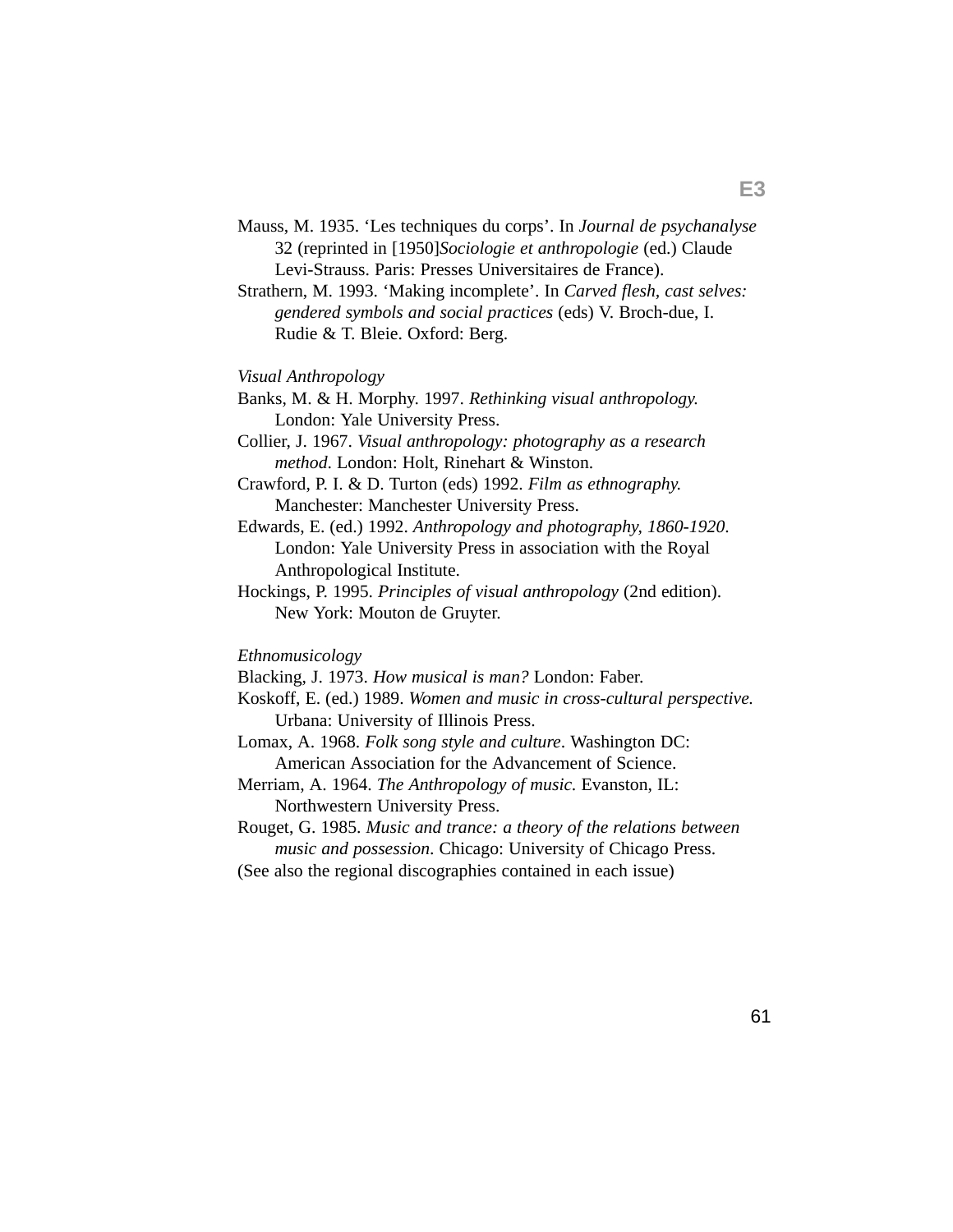Mauss, M. 1935. ‘Les techniques du corps’. In *Journal de psychanalyse* 32 (reprinted in [1950]*Sociologie et anthropologie* (ed.) Claude Levi-Strauss. Paris: Presses Universitaires de France).

Strathern, M. 1993. ‘Making incomplete’. In *Carved flesh, cast selves: gendered symbols and social practices* (eds) V. Broch-due, I. Rudie & T. Bleie. Oxford: Berg.

*Visual Anthropology*

Banks, M. & H. Morphy. 1997. *Rethinking visual anthropology.* London: Yale University Press.

Collier, J. 1967. *Visual anthropology: photography as a research method*. London: Holt, Rinehart & Winston.

Crawford, P. I. & D. Turton (eds) 1992. *Film as ethnography.* Manchester: Manchester University Press.

Edwards, E. (ed.) 1992. *Anthropology and photography, 1860-1920*. London: Yale University Press in association with the Royal Anthropological Institute.

Hockings, P. 1995. *Principles of visual anthropology* (2nd edition). New York: Mouton de Gruyter.

*Ethnomusicology*

Blacking, J. 1973. *How musical is man?* London: Faber.

Koskoff, E. (ed.) 1989. *Women and music in cross-cultural perspective.* Urbana: University of Illinois Press.

Lomax, A. 1968. *Folk song style and culture*. Washington DC: American Association for the Advancement of Science.

Merriam, A. 1964. *The Anthropology of music.* Evanston, IL: Northwestern University Press.

Rouget, G. 1985. *Music and trance: a theory of the relations between music and possession*. Chicago: University of Chicago Press.

(See also the regional discographies contained in each issue)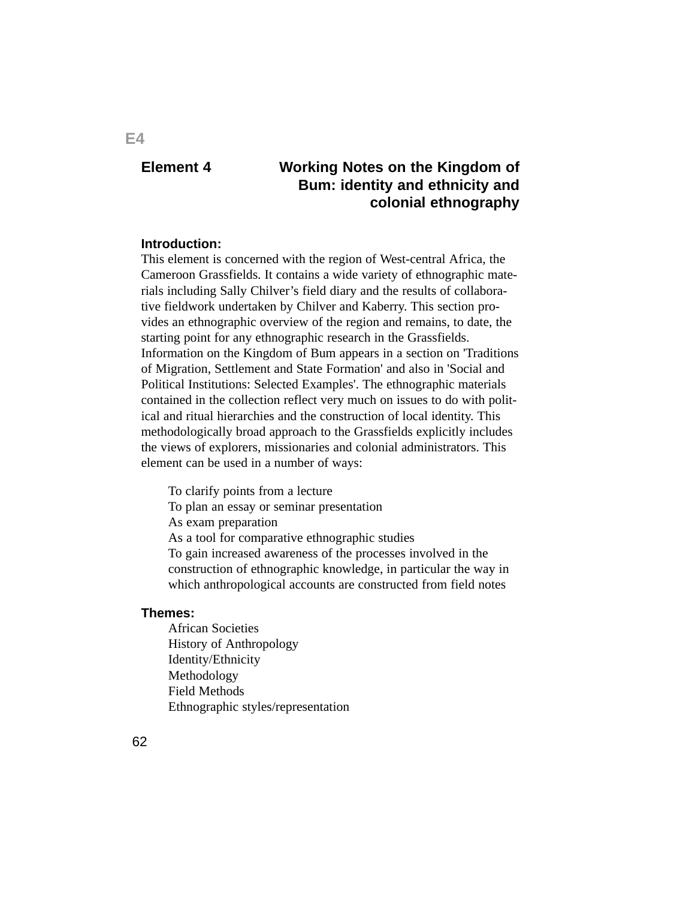E4

## Element 4 Working Notes on the Kingdom of Bum: identity and ethnicity and colonial ethnography

**Introduction:**

This element is concerned with the region of West-central Africa, the Cameroon Grassfields. It contains a wide variety of ethnographic materials including Sally Chilver's field diary and the results of collaborative fieldwork undertaken by Chilver and Kaberry. This section provides an ethnographic overview of the region and remains, to date, the starting point for any ethnographic research in the Grassfields. Information on the Kingdom of Bum appears in a section on 'Traditions of Migration, Settlement and State Formation' and also in 'Social and Political Institutions: Selected Examples'. The ethnographic materials contained in the collection reflect very much on issues to do with political and ritual hierarchies and the construction of local identity. This methodologically broad approach to the Grassfields explicitly includes the views of explorers, missionaries and colonial administrators. This element can be used in a number of ways:

- To clarify points from a lecture
- To plan an essay or seminar presentation
- As exam preparation
- As a tool for comparative ethnographic studies
- To gain increased awareness of the processes involved in the construction of ethnographic knowledge, in particular the way in which anthropological accounts are constructed from field notes

**Themes:**

- African Societies
- History of Anthropology
- Identity/Ethnicity
- Methodology
- Field Methods
- Ethnographic styles/representation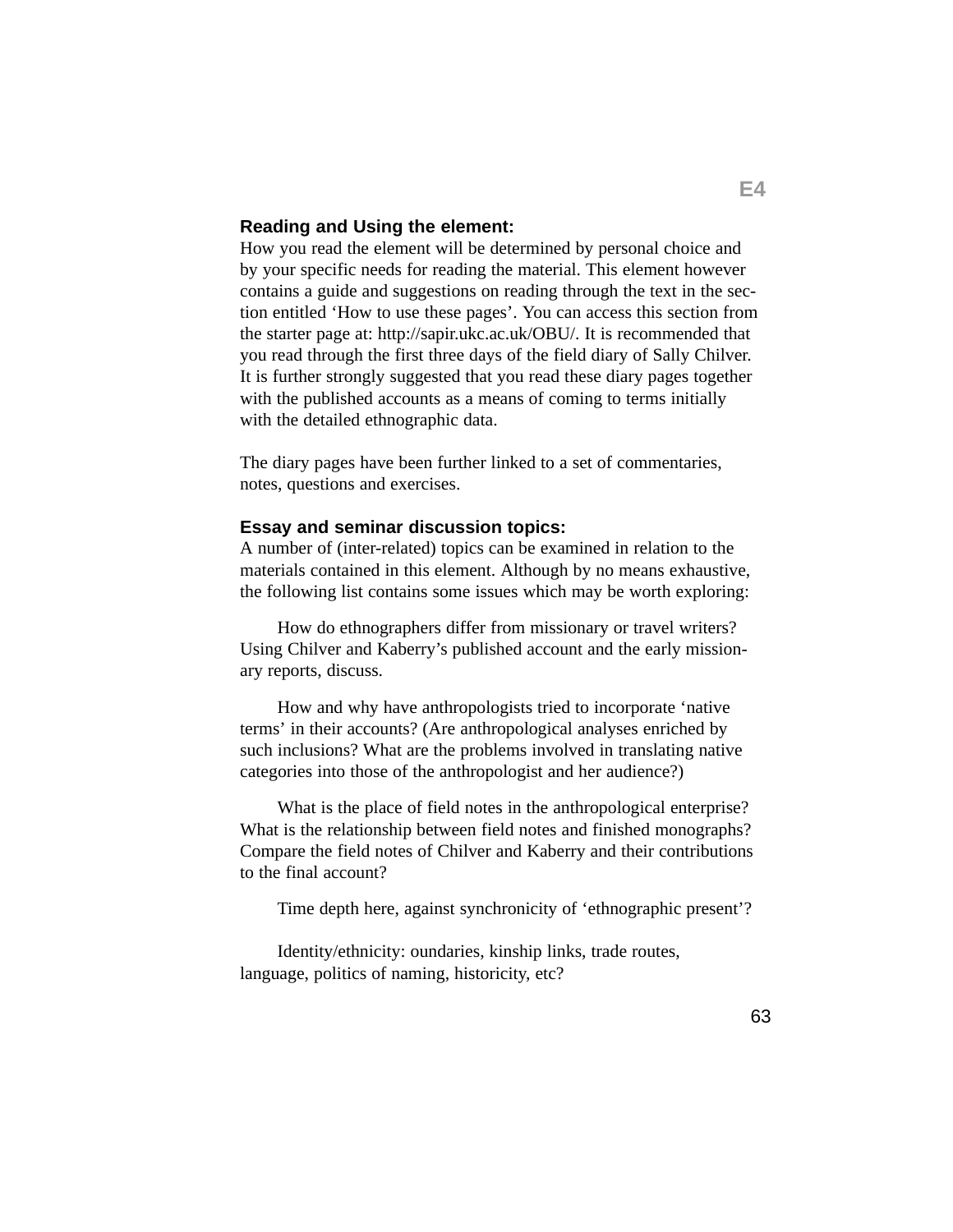## Reading and Using the element:

How you read the element will be determined by personal choice and by your specific needs for reading the material. This element however contains a guide and suggestions on reading through the text in the section entitled 'How to use these pages'. You can access this section from the starter page at: http://sapir.ukc.ac.uk/OBU/. It is recommended that you read through the first three days of the field diary of Sally Chilver. It is further strongly suggested that you read these diary pages together with the published accounts as a means of coming to terms initially with the detailed ethnographic data.

The diary pages have been further linked to a set of commentaries, notes, questions and exercises.

## Essay and seminar discussion topics:

A number of (inter-related) topics can be examined in relation to the materials contained in this element. Although by no means exhaustive, the following list contains some issues which may be worth exploring:

How do ethnographers differ from missionary or travel writers? Using Chilver and Kaberry's published account and the early missionary reports, discuss.

How and why have anthropologists tried to incorporate 'native terms' in their accounts? (Are anthropological analyses enriched by such inclusions? What are the problems involved in translating native categories into those of the anthropologist and her audience?)

What is the place of field notes in the anthropological enterprise? What is the relationship between field notes and finished monographs? Compare the field notes of Chilver and Kaberry and their contributions to the final account?

Time depth here, against synchronicity of 'ethnographic present'?

Identity/ethnicity: oundaries, kinship links, trade routes, language, politics of naming, historicity, etc?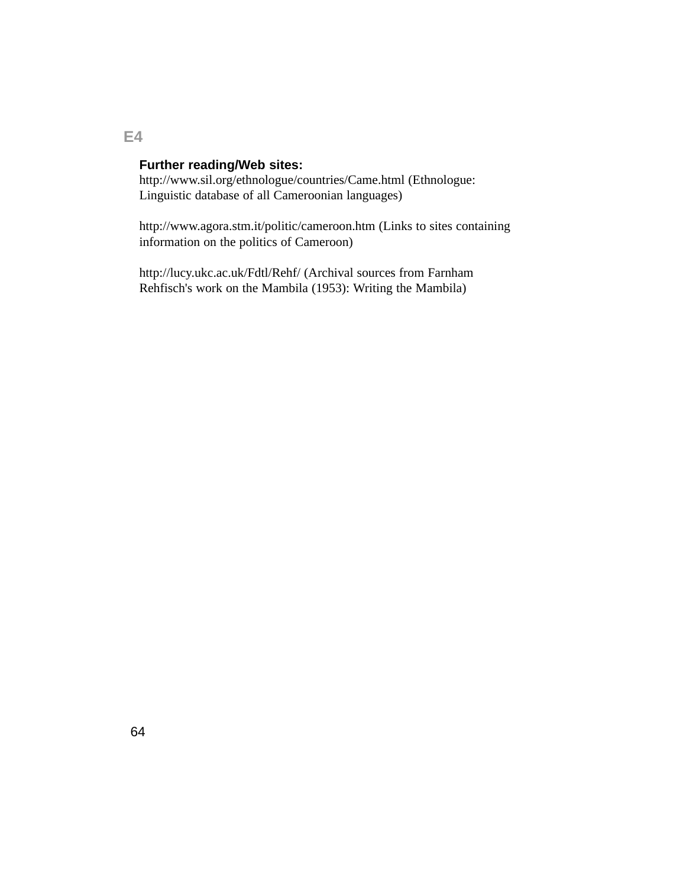E4

**Further reading/Web sites:**

http://www.sil.org/ethnologue/countries/Came.html (Ethnologue: Linguistic database of all Cameroonian languages)

http://www.agora.stm.it/politic/cameroon.htm (Links to sites containing information on the politics of Cameroon)

http://lucy.ukc.ac.uk/Fdtl/Rehf/ (Archival sources from Farnham Rehfisch's work on the Mambila (1953): Writing the Mambila)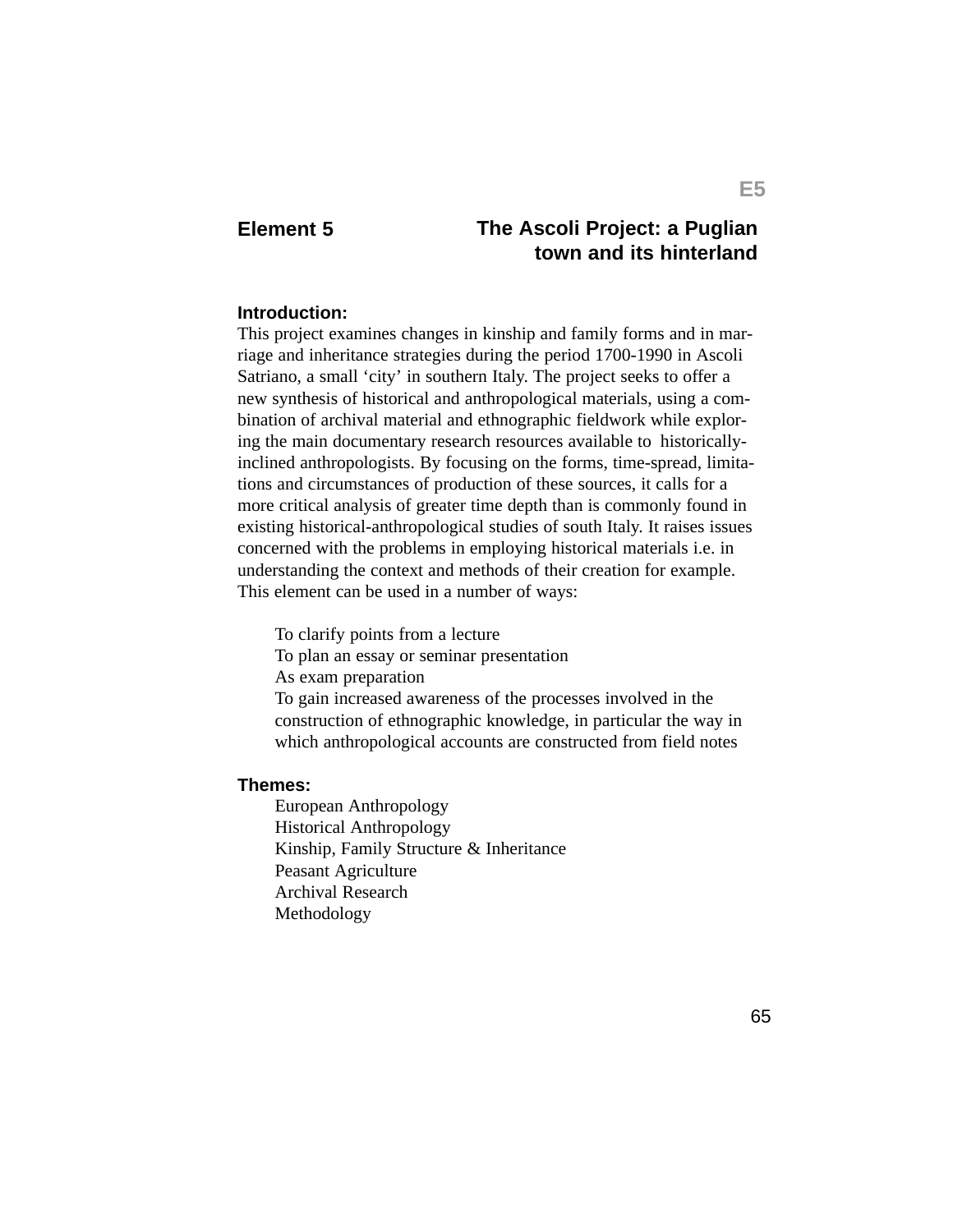## Element 5 — The Ascoli Project: a Puglian town and its hinterland

### Introduction:

This project examines changes in kinship and family forms and in marriage and inheritance strategies during the period 1700-1990 in Ascoli Satriano, a small 'city' in southern Italy. The project seeks to offer a new synthesis of historical and anthropological materials, using a combination of archival material and ethnographic fieldwork while exploring the main documentary research resources available to historically-inclined anthropologists. By focusing on the forms, time-spread, limitations and circumstances of production of these sources, it calls for a more critical analysis of greater time depth than is commonly found in existing historical-anthropological studies of south Italy. It raises issues concerned with the problems in employing historical materials i.e. in understanding the context and methods of their creation for example. This element can be used in a number of ways:

- To clarify points from a lecture
- To plan an essay or seminar presentation
- As exam preparation
- To gain increased awareness of the processes involved in the construction of ethnographic knowledge, in particular the way in which anthropological accounts are constructed from field notes

### Themes:

- European Anthropology
- Historical Anthropology
- Kinship, Family Structure & Inheritance
- Peasant Agriculture
- Archival Research
- Methodology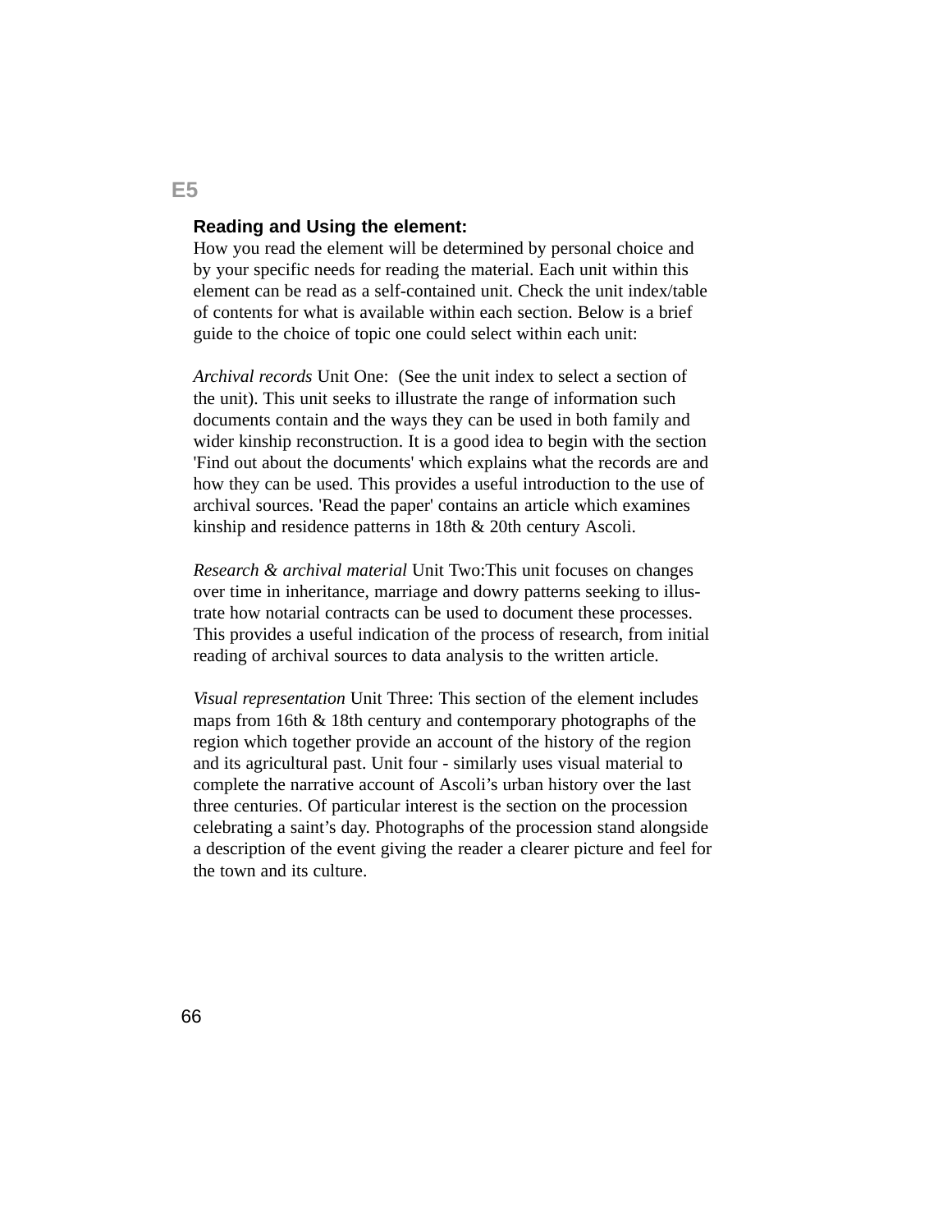**E5**

**Reading and Using the element:**

How you read the element will be determined by personal choice and by your specific needs for reading the material. Each unit within this element can be read as a self-contained unit. Check the unit index/table of contents for what is available within each section. Below is a brief guide to the choice of topic one could select within each unit:

*Archival records* Unit One: (See the unit index to select a section of the unit). This unit seeks to illustrate the range of information such documents contain and the ways they can be used in both family and wider kinship reconstruction. It is a good idea to begin with the section 'Find out about the documents' which explains what the records are and how they can be used. This provides a useful introduction to the use of archival sources. 'Read the paper' contains an article which examines kinship and residence patterns in 18th & 20th century Ascoli.

*Research & archival material* Unit Two:This unit focuses on changes over time in inheritance, marriage and dowry patterns seeking to illustrate how notarial contracts can be used to document these processes. This provides a useful indication of the process of research, from initial reading of archival sources to data analysis to the written article.

*Visual representation* Unit Three: This section of the element includes maps from 16th & 18th century and contemporary photographs of the region which together provide an account of the history of the region and its agricultural past. Unit four - similarly uses visual material to complete the narrative account of Ascoli's urban history over the last three centuries. Of particular interest is the section on the procession celebrating a saint's day. Photographs of the procession stand alongside a description of the event giving the reader a clearer picture and feel for the town and its culture.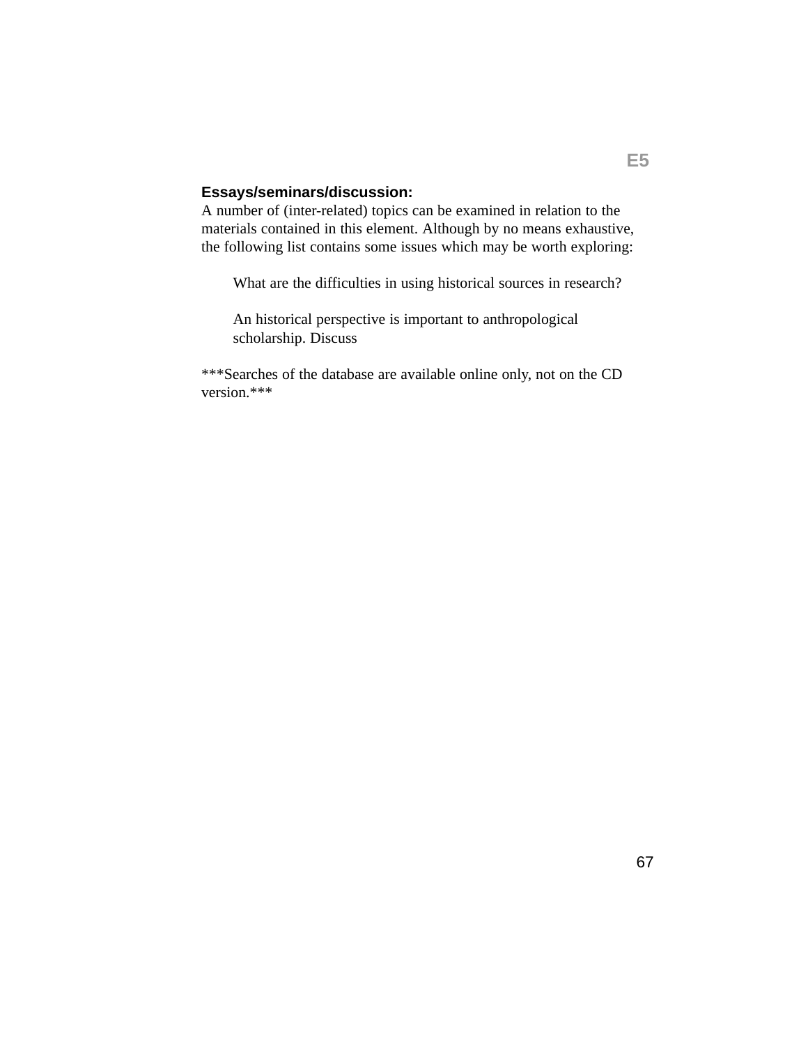**Essays/seminars/discussion:**
A number of (inter-related) topics can be examined in relation to the materials contained in this element. Although by no means exhaustive, the following list contains some issues which may be worth exploring:

> What are the difficulties in using historical sources in research?
>
> An historical perspective is important to anthropological scholarship. Discuss

***Searches of the database are available online only, not on the CD version.***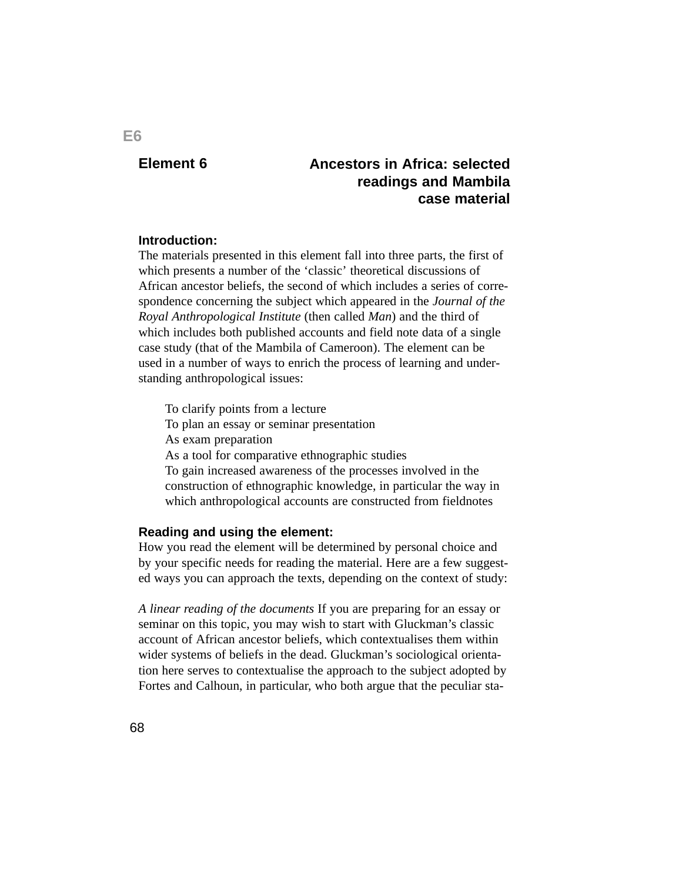# Element 6 Ancestors in Africa: selected readings and Mambila case material

**Introduction:**
The materials presented in this element fall into three parts, the first of which presents a number of the ‘classic’ theoretical discussions of African ancestor beliefs, the second of which includes a series of correspondence concerning the subject which appeared in the *Journal of the Royal Anthropological Institute* (then called *Man*) and the third of which includes both published accounts and field note data of a single case study (that of the Mambila of Cameroon). The element can be used in a number of ways to enrich the process of learning and understanding anthropological issues:

- To clarify points from a lecture
- To plan an essay or seminar presentation
- As exam preparation
- As a tool for comparative ethnographic studies
- To gain increased awareness of the processes involved in the construction of ethnographic knowledge, in particular the way in which anthropological accounts are constructed from fieldnotes

**Reading and using the element:**
How you read the element will be determined by personal choice and by your specific needs for reading the material. Here are a few suggested ways you can approach the texts, depending on the context of study:

*A linear reading of the documents* If you are preparing for an essay or seminar on this topic, you may wish to start with Gluckman’s classic account of African ancestor beliefs, which contextualises them within wider systems of beliefs in the dead. Gluckman’s sociological orientation here serves to contextualise the approach to the subject adopted by Fortes and Calhoun, in particular, who both argue that the peculiar sta-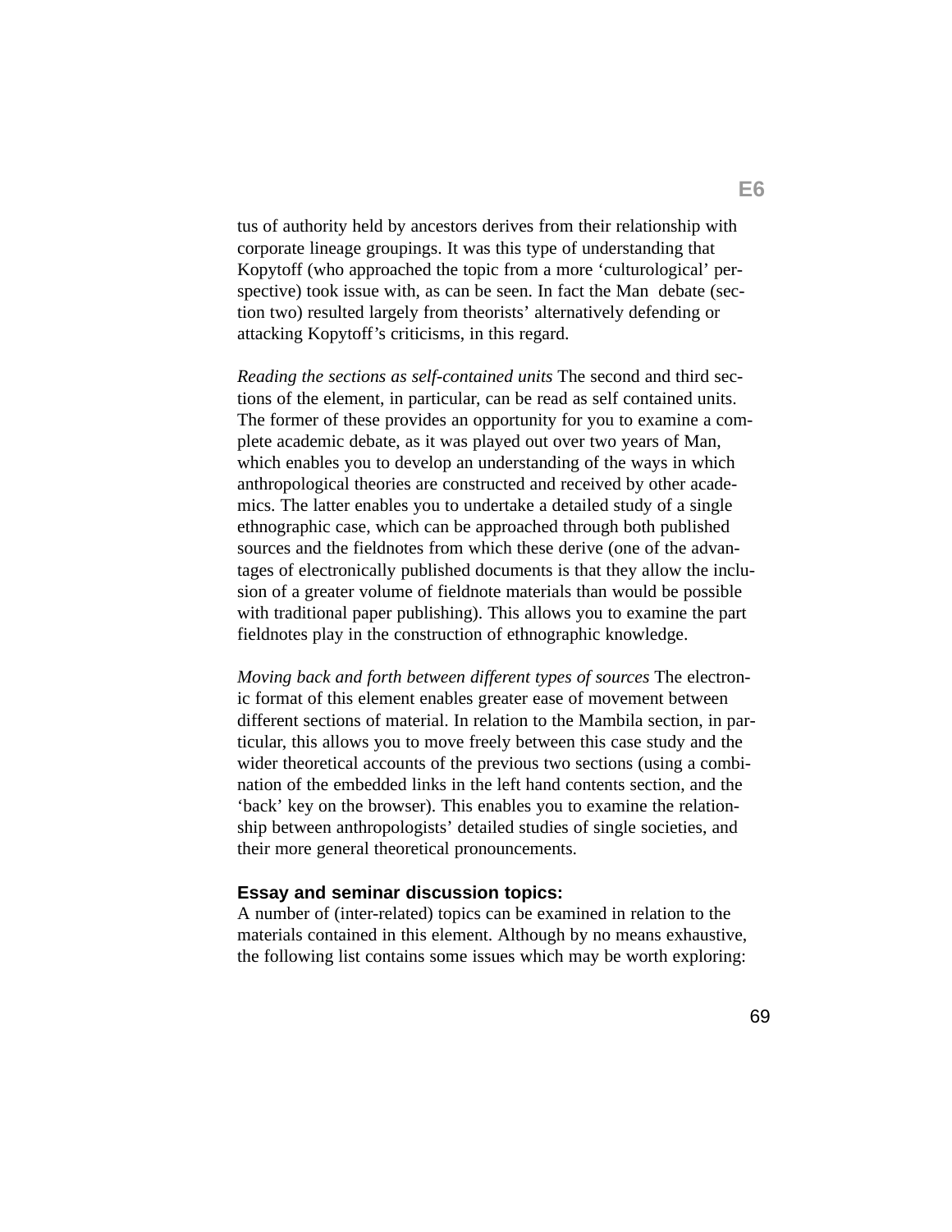tus of authority held by ancestors derives from their relationship with corporate lineage groupings. It was this type of understanding that Kopytoff (who approached the topic from a more 'culturological' perspective) took issue with, as can be seen. In fact the Man debate (section two) resulted largely from theorists' alternatively defending or attacking Kopytoff's criticisms, in this regard.

*Reading the sections as self-contained units* The second and third sections of the element, in particular, can be read as self contained units. The former of these provides an opportunity for you to examine a complete academic debate, as it was played out over two years of Man, which enables you to develop an understanding of the ways in which anthropological theories are constructed and received by other academics. The latter enables you to undertake a detailed study of a single ethnographic case, which can be approached through both published sources and the fieldnotes from which these derive (one of the advantages of electronically published documents is that they allow the inclusion of a greater volume of fieldnote materials than would be possible with traditional paper publishing). This allows you to examine the part fieldnotes play in the construction of ethnographic knowledge.

*Moving back and forth between different types of sources* The electronic format of this element enables greater ease of movement between different sections of material. In relation to the Mambila section, in particular, this allows you to move freely between this case study and the wider theoretical accounts of the previous two sections (using a combination of the embedded links in the left hand contents section, and the 'back' key on the browser). This enables you to examine the relationship between anthropologists' detailed studies of single societies, and their more general theoretical pronouncements.

**Essay and seminar discussion topics:**

A number of (inter-related) topics can be examined in relation to the materials contained in this element. Although by no means exhaustive, the following list contains some issues which may be worth exploring: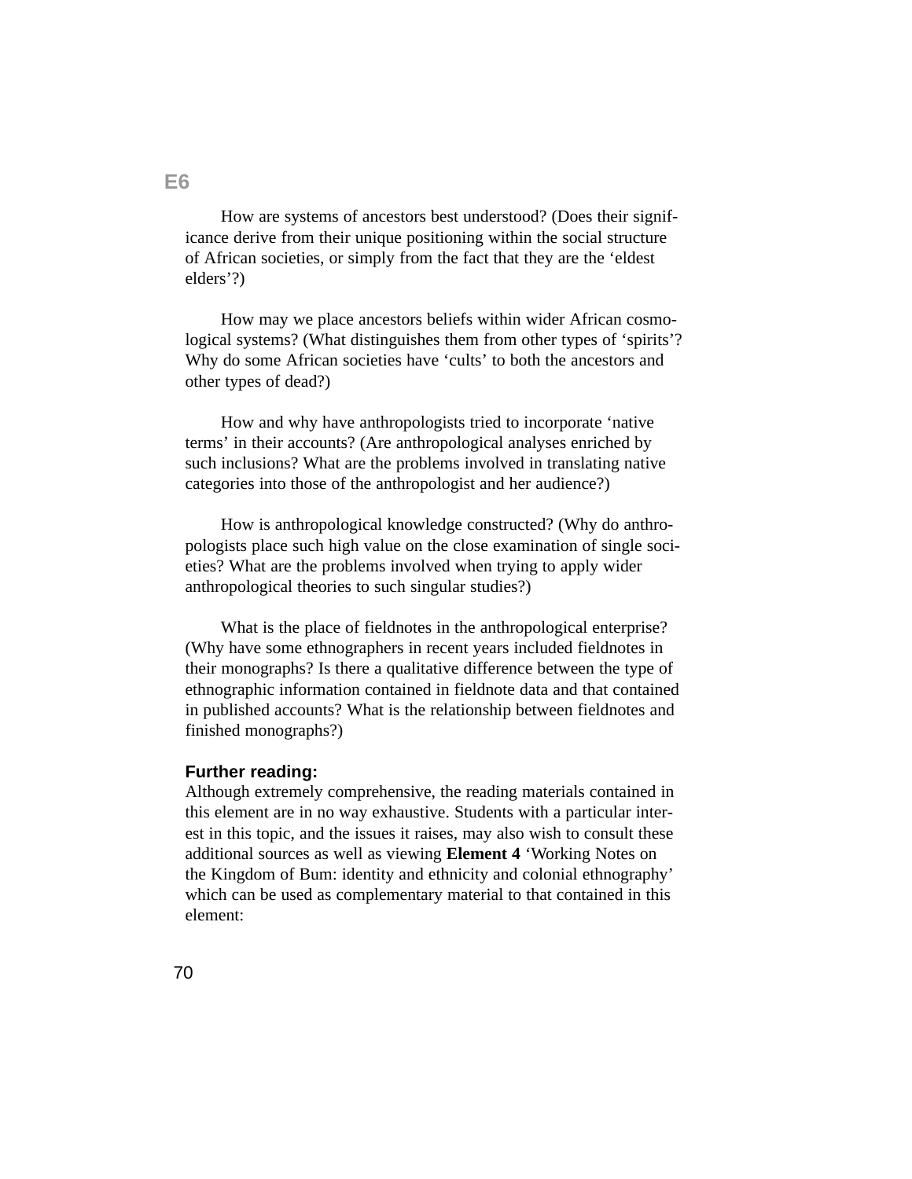How are systems of ancestors best understood? (Does their significance derive from their unique positioning within the social structure of African societies, or simply from the fact that they are the 'eldest elders'?)

How may we place ancestors beliefs within wider African cosmological systems? (What distinguishes them from other types of 'spirits'? Why do some African societies have 'cults' to both the ancestors and other types of dead?)

How and why have anthropologists tried to incorporate 'native terms' in their accounts? (Are anthropological analyses enriched by such inclusions? What are the problems involved in translating native categories into those of the anthropologist and her audience?)

How is anthropological knowledge constructed? (Why do anthropologists place such high value on the close examination of single societies? What are the problems involved when trying to apply wider anthropological theories to such singular studies?)

What is the place of fieldnotes in the anthropological enterprise? (Why have some ethnographers in recent years included fieldnotes in their monographs? Is there a qualitative difference between the type of ethnographic information contained in fieldnote data and that contained in published accounts? What is the relationship between fieldnotes and finished monographs?)

### Further reading:

Although extremely comprehensive, the reading materials contained in this element are in no way exhaustive. Students with a particular interest in this topic, and the issues it raises, may also wish to consult these additional sources as well as viewing **Element 4** 'Working Notes on the Kingdom of Bum: identity and ethnicity and colonial ethnography' which can be used as complementary material to that contained in this element: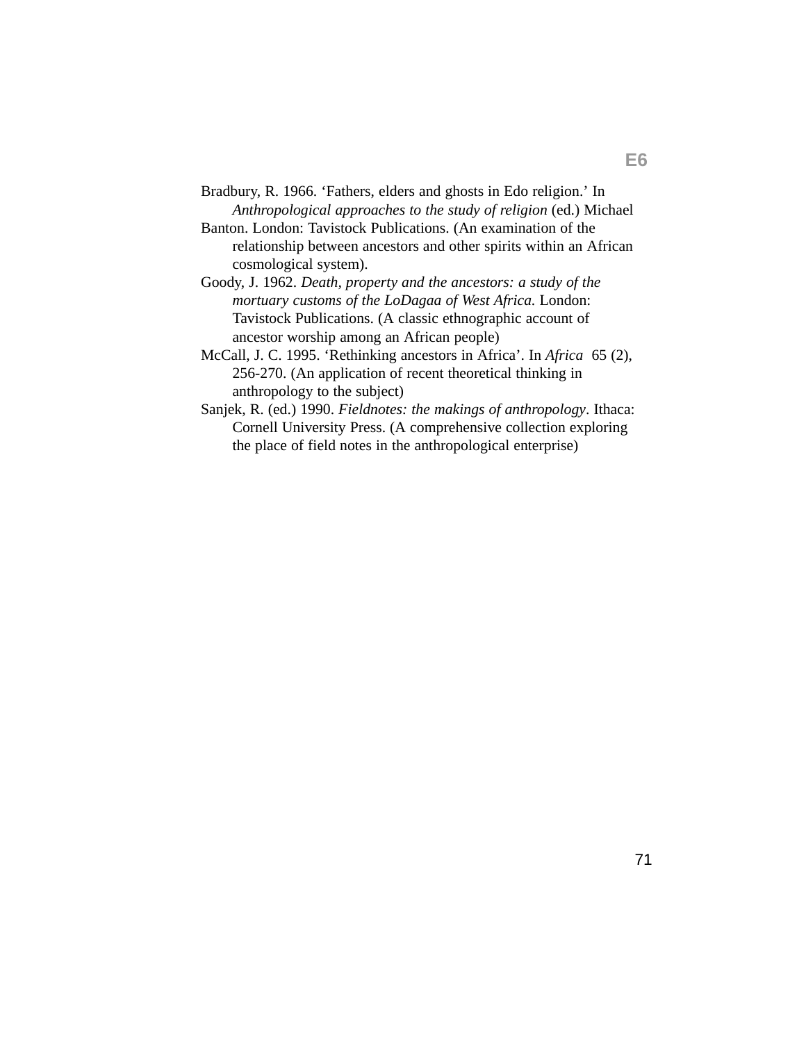Bradbury, R. 1966. ‘Fathers, elders and ghosts in Edo religion.’ In *Anthropological approaches to the study of religion* (ed.) Michael Banton. London: Tavistock Publications. (An examination of the relationship between ancestors and other spirits within an African cosmological system).

Goody, J. 1962. *Death, property and the ancestors: a study of the mortuary customs of the LoDagaa of West Africa.* London: Tavistock Publications. (A classic ethnographic account of ancestor worship among an African people)

McCall, J. C. 1995. ‘Rethinking ancestors in Africa’. In *Africa* 65 (2), 256-270. (An application of recent theoretical thinking in anthropology to the subject)

Sanjek, R. (ed.) 1990. *Fieldnotes: the makings of anthropology*. Ithaca: Cornell University Press. (A comprehensive collection exploring the place of field notes in the anthropological enterprise)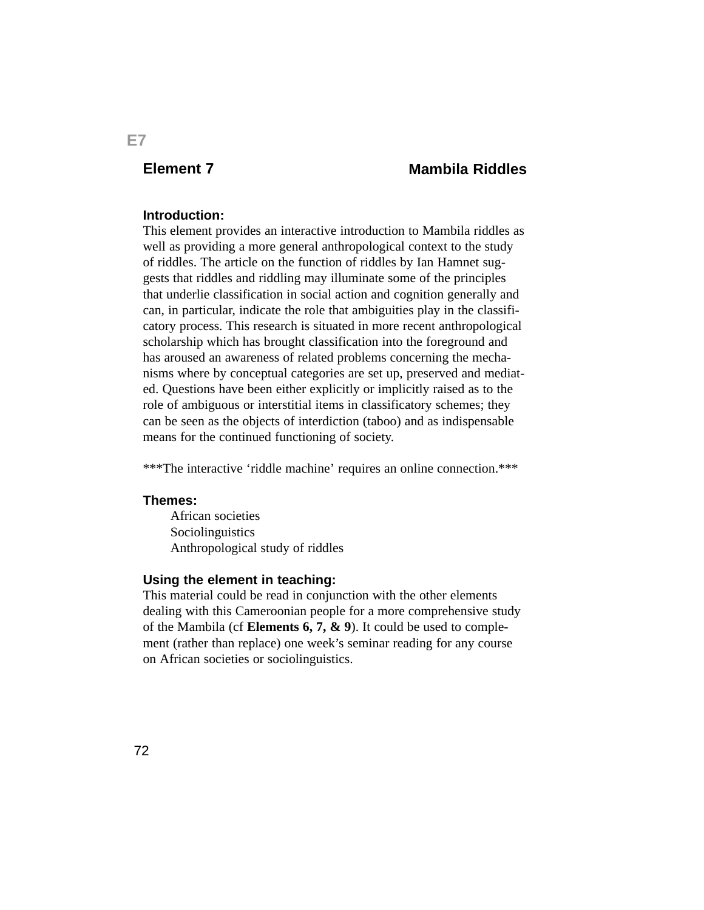E7

## Element 7 — Mambila Riddles

### Introduction:

This element provides an interactive introduction to Mambila riddles as well as providing a more general anthropological context to the study of riddles. The article on the function of riddles by Ian Hamnet suggests that riddles and riddling may illuminate some of the principles that underlie classification in social action and cognition generally and can, in particular, indicate the role that ambiguities play in the classificatory process. This research is situated in more recent anthropological scholarship which has brought classification into the foreground and has aroused an awareness of related problems concerning the mechanisms where by conceptual categories are set up, preserved and mediated. Questions have been either explicitly or implicitly raised as to the role of ambiguous or interstitial items in classificatory schemes; they can be seen as the objects of interdiction (taboo) and as indispensable means for the continued functioning of society.

***The interactive 'riddle machine' requires an online connection.***

### Themes:

- African societies
- Sociolinguistics
- Anthropological study of riddles

### Using the element in teaching:

This material could be read in conjunction with the other elements dealing with this Cameroonian people for a more comprehensive study of the Mambila (cf **Elements 6, 7, & 9**). It could be used to complement (rather than replace) one week's seminar reading for any course on African societies or sociolinguistics.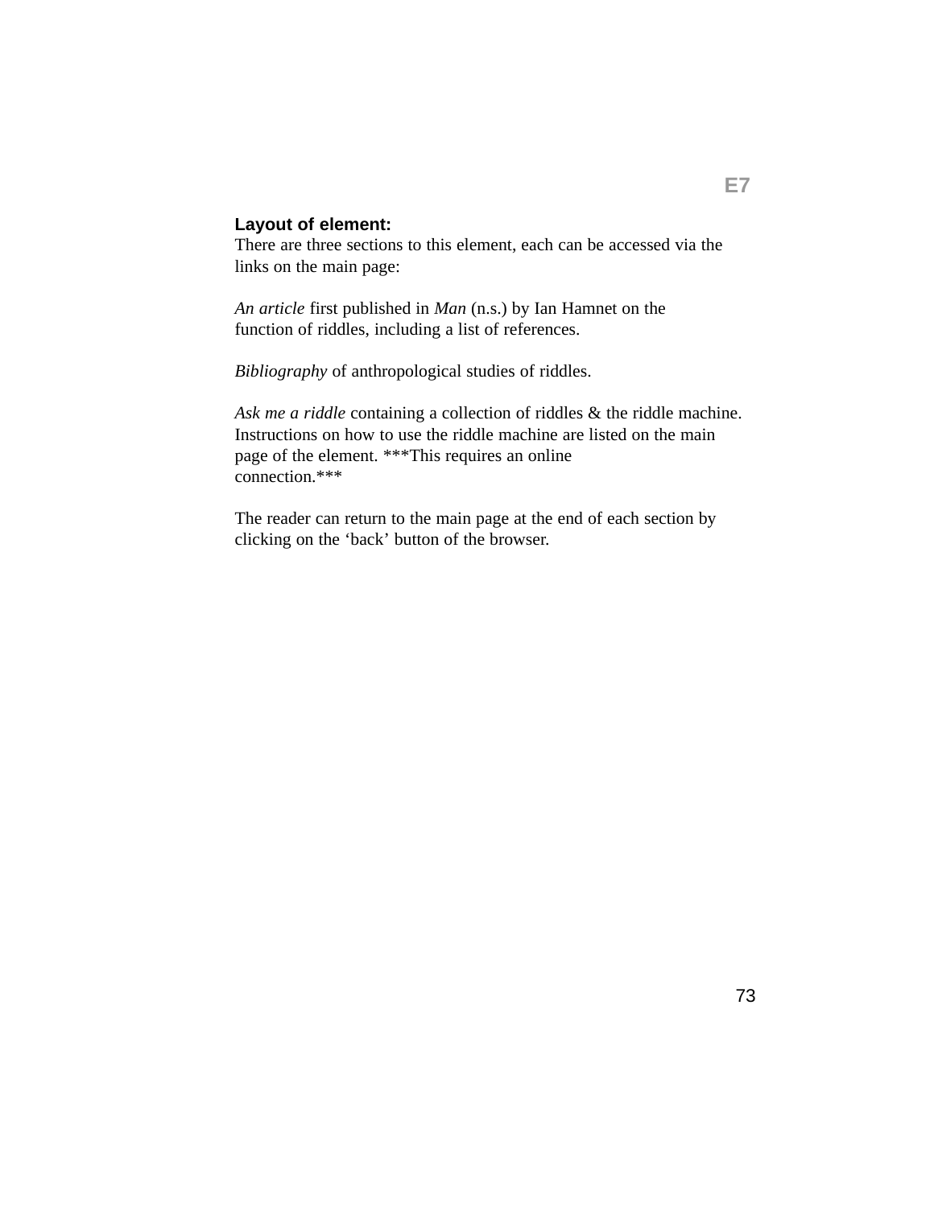**E7**

**Layout of element:**

There are three sections to this element, each can be accessed via the links on the main page:

*An article* first published in *Man* (n.s.) by Ian Hamnet on the function of riddles, including a list of references.

*Bibliography* of anthropological studies of riddles.

*Ask me a riddle* containing a collection of riddles & the riddle machine. Instructions on how to use the riddle machine are listed on the main page of the element. ***This requires an online connection.***

The reader can return to the main page at the end of each section by clicking on the 'back' button of the browser.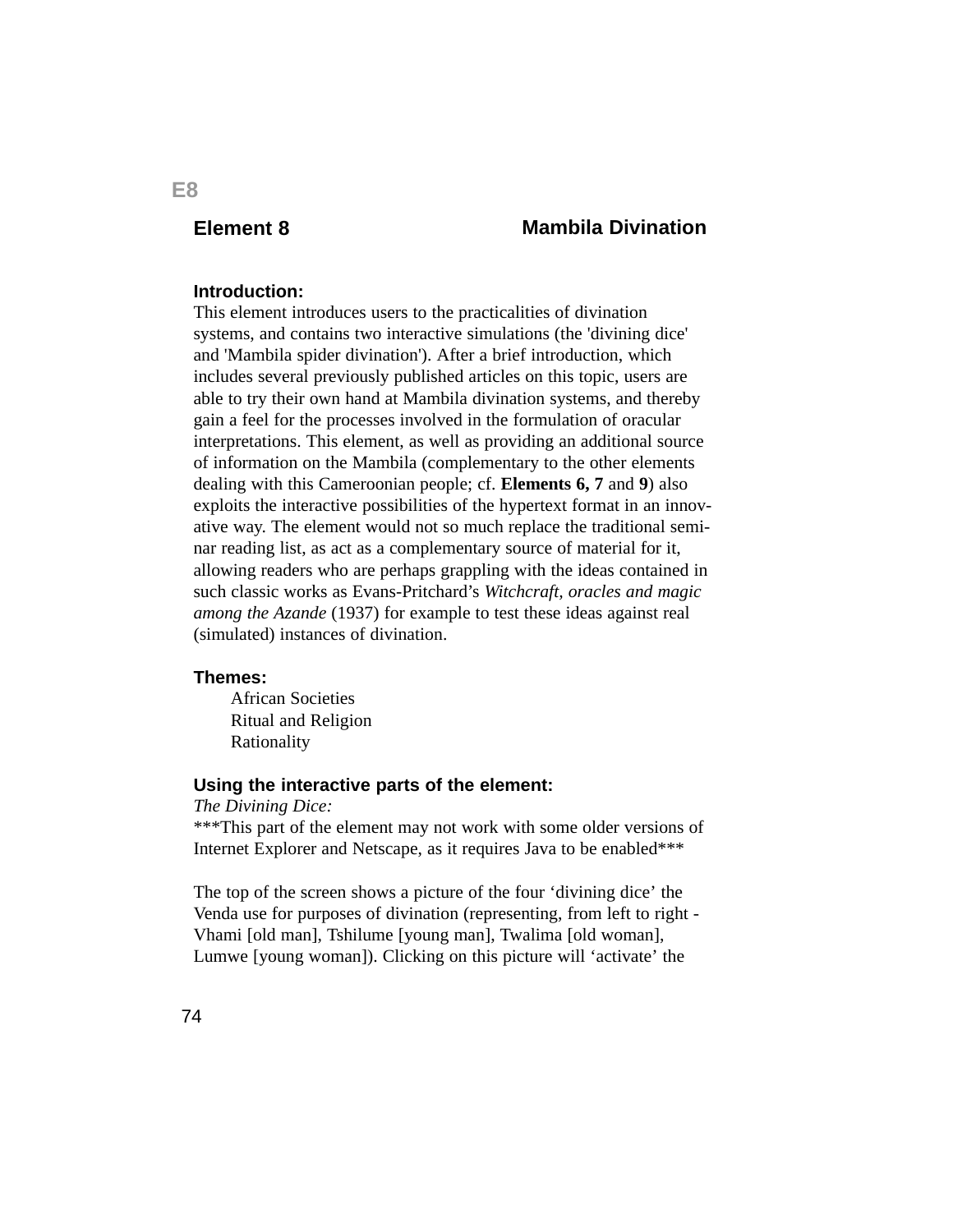E8

## Element 8 — Mambila Divination

### Introduction:

This element introduces users to the practicalities of divination systems, and contains two interactive simulations (the 'divining dice' and 'Mambila spider divination'). After a brief introduction, which includes several previously published articles on this topic, users are able to try their own hand at Mambila divination systems, and thereby gain a feel for the processes involved in the formulation of oracular interpretations. This element, as well as providing an additional source of information on the Mambila (complementary to the other elements dealing with this Cameroonian people; cf. **Elements 6, 7** and **9**) also exploits the interactive possibilities of the hypertext format in an innovative way. The element would not so much replace the traditional seminar reading list, as act as a complementary source of material for it, allowing readers who are perhaps grappling with the ideas contained in such classic works as Evans-Pritchard's *Witchcraft, oracles and magic among the Azande* (1937) for example to test these ideas against real (simulated) instances of divination.

### Themes:

- African Societies
- Ritual and Religion
- Rationality

### Using the interactive parts of the element:

*The Divining Dice:*

***This part of the element may not work with some older versions of Internet Explorer and Netscape, as it requires Java to be enabled***

The top of the screen shows a picture of the four 'divining dice' the Venda use for purposes of divination (representing, from left to right - Vhami [old man], Tshilume [young man], Twalima [old woman], Lumwe [young woman]). Clicking on this picture will 'activate' the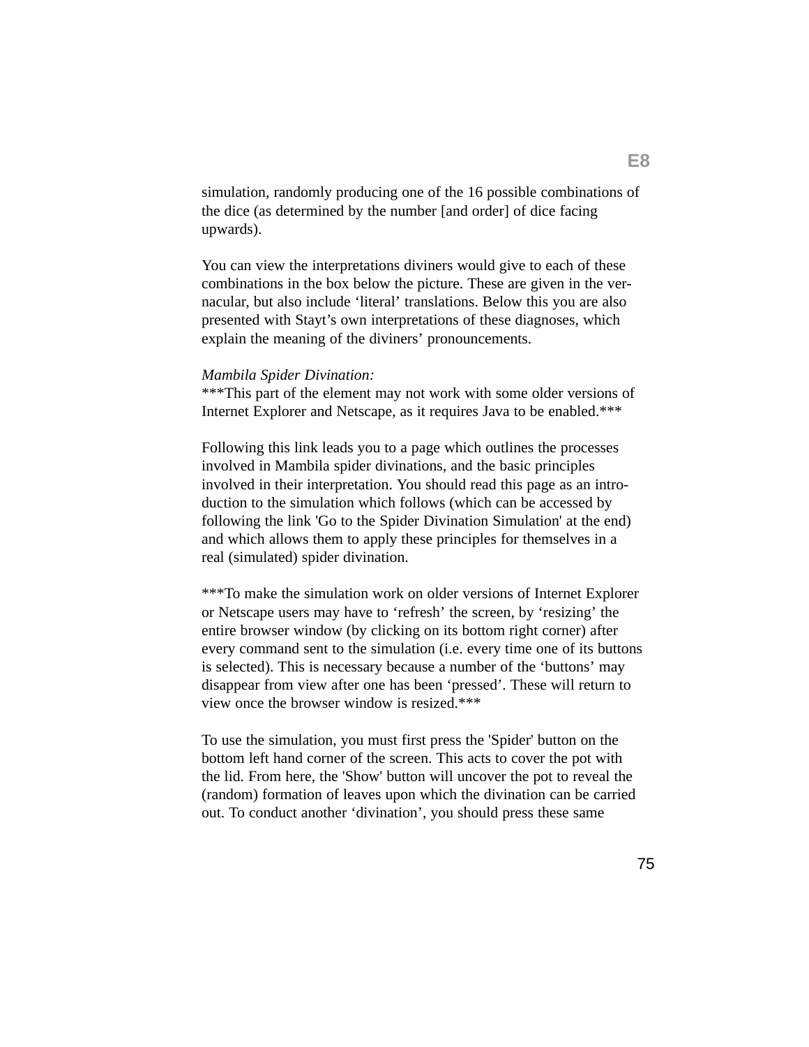simulation, randomly producing one of the 16 possible combinations of the dice (as determined by the number [and order] of dice facing upwards).

You can view the interpretations diviners would give to each of these combinations in the box below the picture. These are given in the vernacular, but also include 'literal' translations. Below this you are also presented with Stayt's own interpretations of these diagnoses, which explain the meaning of the diviners' pronouncements.

*Mambila Spider Divination:*
***This part of the element may not work with some older versions of Internet Explorer and Netscape, as it requires Java to be enabled.***

Following this link leads you to a page which outlines the processes involved in Mambila spider divinations, and the basic principles involved in their interpretation. You should read this page as an introduction to the simulation which follows (which can be accessed by following the link 'Go to the Spider Divination Simulation' at the end) and which allows them to apply these principles for themselves in a real (simulated) spider divination.

***To make the simulation work on older versions of Internet Explorer or Netscape users may have to 'refresh' the screen, by 'resizing' the entire browser window (by clicking on its bottom right corner) after every command sent to the simulation (i.e. every time one of its buttons is selected). This is necessary because a number of the 'buttons' may disappear from view after one has been 'pressed'. These will return to view once the browser window is resized.***

To use the simulation, you must first press the 'Spider' button on the bottom left hand corner of the screen. This acts to cover the pot with the lid. From here, the 'Show' button will uncover the pot to reveal the (random) formation of leaves upon which the divination can be carried out. To conduct another 'divination', you should press these same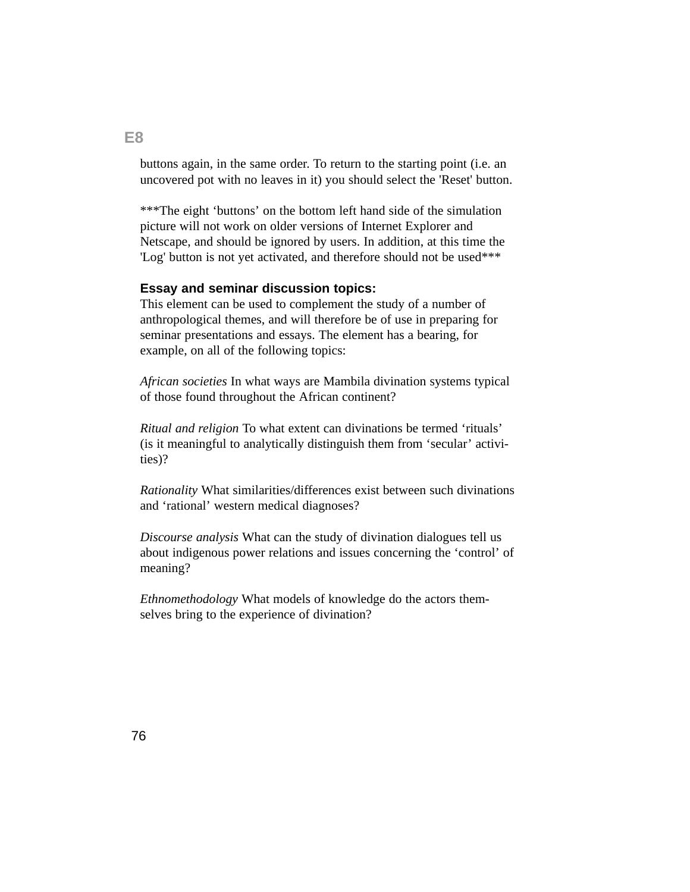buttons again, in the same order. To return to the starting point (i.e. an uncovered pot with no leaves in it) you should select the 'Reset' button.

***The eight ‘buttons’ on the bottom left hand side of the simulation picture will not work on older versions of Internet Explorer and Netscape, and should be ignored by users. In addition, at this time the 'Log' button is not yet activated, and therefore should not be used***

**Essay and seminar discussion topics:**

This element can be used to complement the study of a number of anthropological themes, and will therefore be of use in preparing for seminar presentations and essays. The element has a bearing, for example, on all of the following topics:

*African societies* In what ways are Mambila divination systems typical of those found throughout the African continent?

*Ritual and religion* To what extent can divinations be termed ‘rituals’ (is it meaningful to analytically distinguish them from ‘secular’ activities)?

*Rationality* What similarities/differences exist between such divinations and ‘rational’ western medical diagnoses?

*Discourse analysis* What can the study of divination dialogues tell us about indigenous power relations and issues concerning the ‘control’ of meaning?

*Ethnomethodology* What models of knowledge do the actors themselves bring to the experience of divination?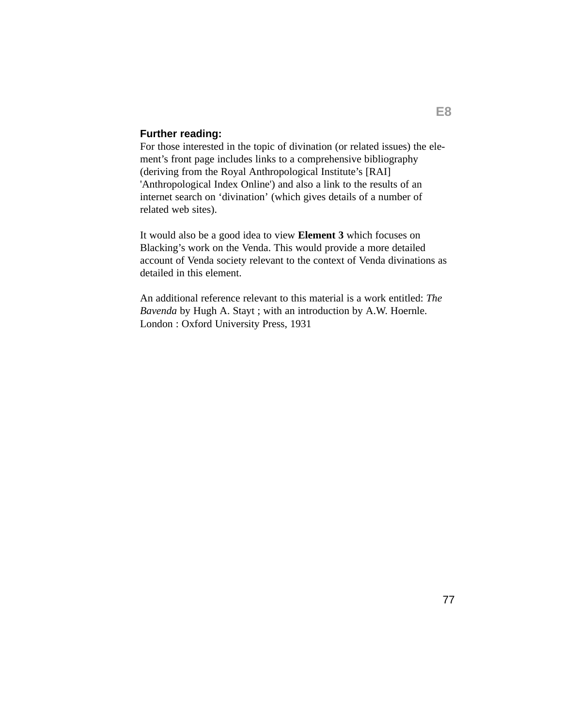### Further reading:

For those interested in the topic of divination (or related issues) the element's front page includes links to a comprehensive bibliography (deriving from the Royal Anthropological Institute's [RAI] 'Anthropological Index Online') and also a link to the results of an internet search on 'divination' (which gives details of a number of related web sites).

It would also be a good idea to view **Element 3** which focuses on Blacking's work on the Venda. This would provide a more detailed account of Venda society relevant to the context of Venda divinations as detailed in this element.

An additional reference relevant to this material is a work entitled: *The Bavenda* by Hugh A. Stayt ; with an introduction by A.W. Hoernle. London : Oxford University Press, 1931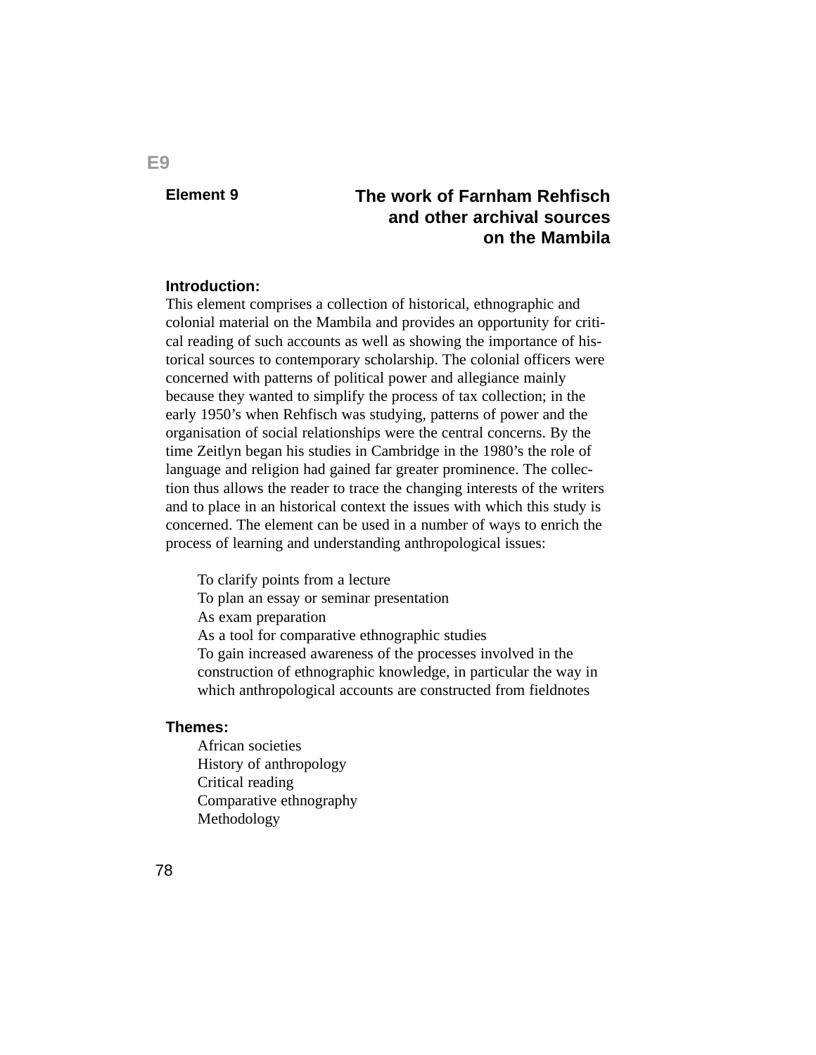E9

**Element 9**

# The work of Farnham Rehfisch and other archival sources on the Mambila

**Introduction:**

This element comprises a collection of historical, ethnographic and colonial material on the Mambila and provides an opportunity for critical reading of such accounts as well as showing the importance of historical sources to contemporary scholarship. The colonial officers were concerned with patterns of political power and allegiance mainly because they wanted to simplify the process of tax collection; in the early 1950's when Rehfisch was studying, patterns of power and the organisation of social relationships were the central concerns. By the time Zeitlyn began his studies in Cambridge in the 1980's the role of language and religion had gained far greater prominence. The collection thus allows the reader to trace the changing interests of the writers and to place in an historical context the issues with which this study is concerned. The element can be used in a number of ways to enrich the process of learning and understanding anthropological issues:

- To clarify points from a lecture
- To plan an essay or seminar presentation
- As exam preparation
- As a tool for comparative ethnographic studies
- To gain increased awareness of the processes involved in the construction of ethnographic knowledge, in particular the way in which anthropological accounts are constructed from fieldnotes

**Themes:**

- African societies
- History of anthropology
- Critical reading
- Comparative ethnography
- Methodology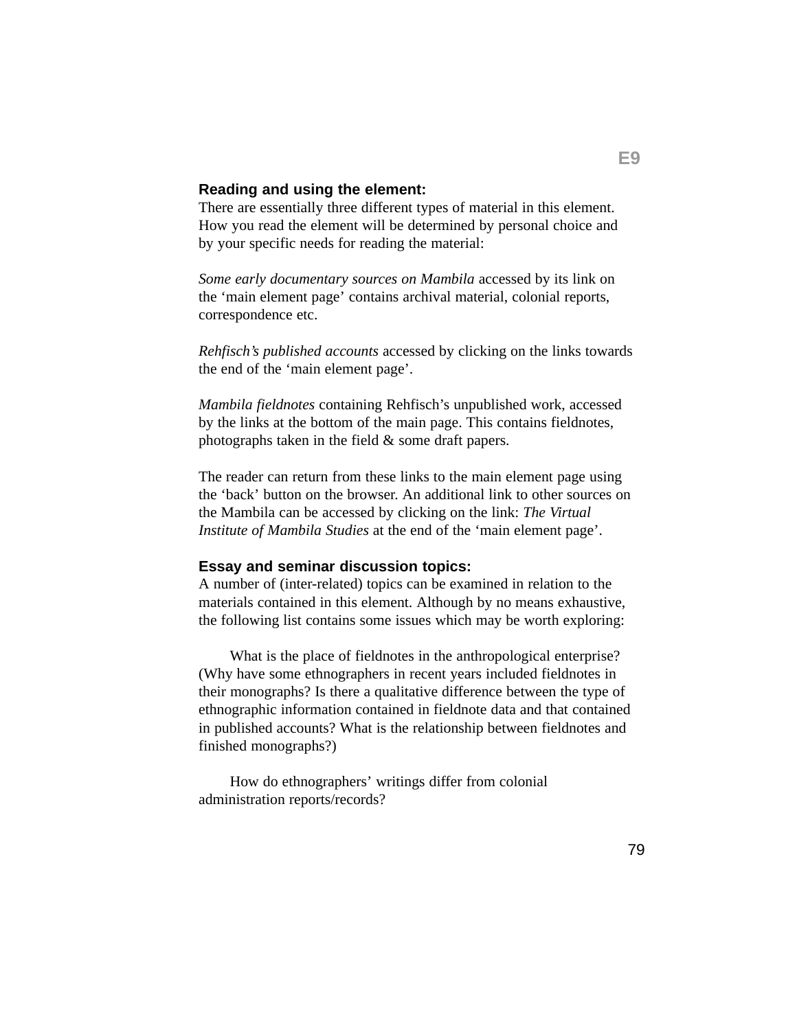## Reading and using the element:

There are essentially three different types of material in this element. How you read the element will be determined by personal choice and by your specific needs for reading the material:

*Some early documentary sources on Mambila* accessed by its link on the 'main element page' contains archival material, colonial reports, correspondence etc.

*Rehfisch's published accounts* accessed by clicking on the links towards the end of the 'main element page'.

*Mambila fieldnotes* containing Rehfisch's unpublished work, accessed by the links at the bottom of the main page. This contains fieldnotes, photographs taken in the field & some draft papers.

The reader can return from these links to the main element page using the 'back' button on the browser. An additional link to other sources on the Mambila can be accessed by clicking on the link: *The Virtual Institute of Mambila Studies* at the end of the 'main element page'.

## Essay and seminar discussion topics:

A number of (inter-related) topics can be examined in relation to the materials contained in this element. Although by no means exhaustive, the following list contains some issues which may be worth exploring:

What is the place of fieldnotes in the anthropological enterprise? (Why have some ethnographers in recent years included fieldnotes in their monographs? Is there a qualitative difference between the type of ethnographic information contained in fieldnote data and that contained in published accounts? What is the relationship between fieldnotes and finished monographs?)

How do ethnographers' writings differ from colonial administration reports/records?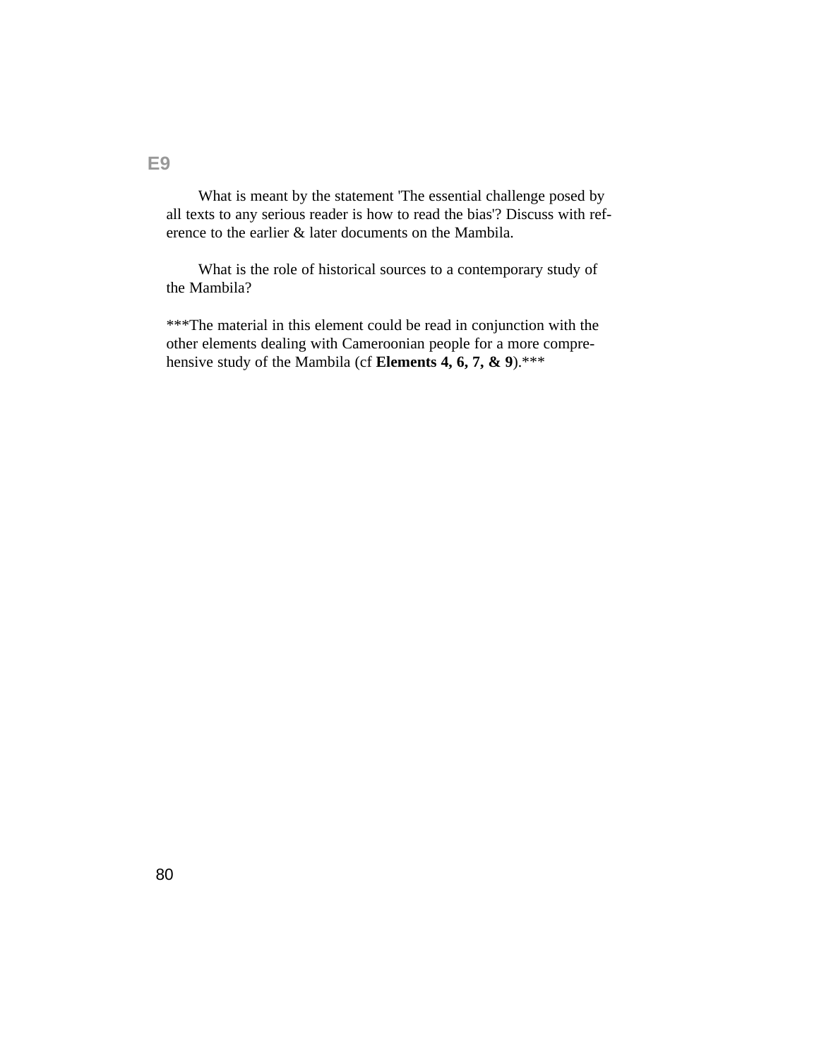## E9

What is meant by the statement 'The essential challenge posed by all texts to any serious reader is how to read the bias'? Discuss with reference to the earlier & later documents on the Mambila.

What is the role of historical sources to a contemporary study of the Mambila?

***The material in this element could be read in conjunction with the other elements dealing with Cameroonian people for a more comprehensive study of the Mambila (cf **Elements 4, 6, 7, & 9**).***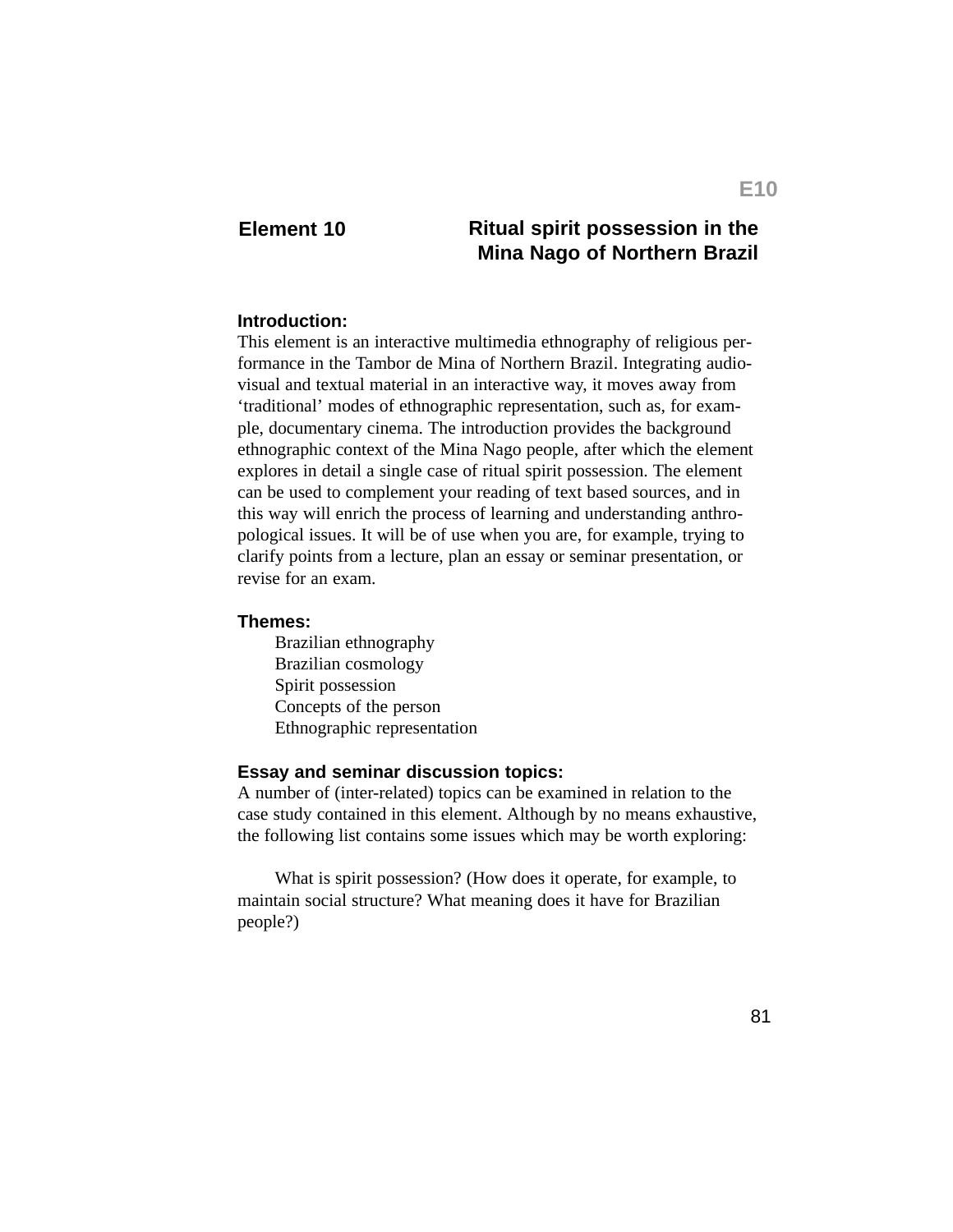## Element 10 — Ritual spirit possession in the Mina Nago of Northern Brazil

**Introduction:**

This element is an interactive multimedia ethnography of religious performance in the Tambor de Mina of Northern Brazil. Integrating audio-visual and textual material in an interactive way, it moves away from 'traditional' modes of ethnographic representation, such as, for example, documentary cinema. The introduction provides the background ethnographic context of the Mina Nago people, after which the element explores in detail a single case of ritual spirit possession. The element can be used to complement your reading of text based sources, and in this way will enrich the process of learning and understanding anthropological issues. It will be of use when you are, for example, trying to clarify points from a lecture, plan an essay or seminar presentation, or revise for an exam.

**Themes:**

Brazilian ethnography
Brazilian cosmology
Spirit possession
Concepts of the person
Ethnographic representation

**Essay and seminar discussion topics:**

A number of (inter-related) topics can be examined in relation to the case study contained in this element. Although by no means exhaustive, the following list contains some issues which may be worth exploring:

What is spirit possession? (How does it operate, for example, to maintain social structure? What meaning does it have for Brazilian people?)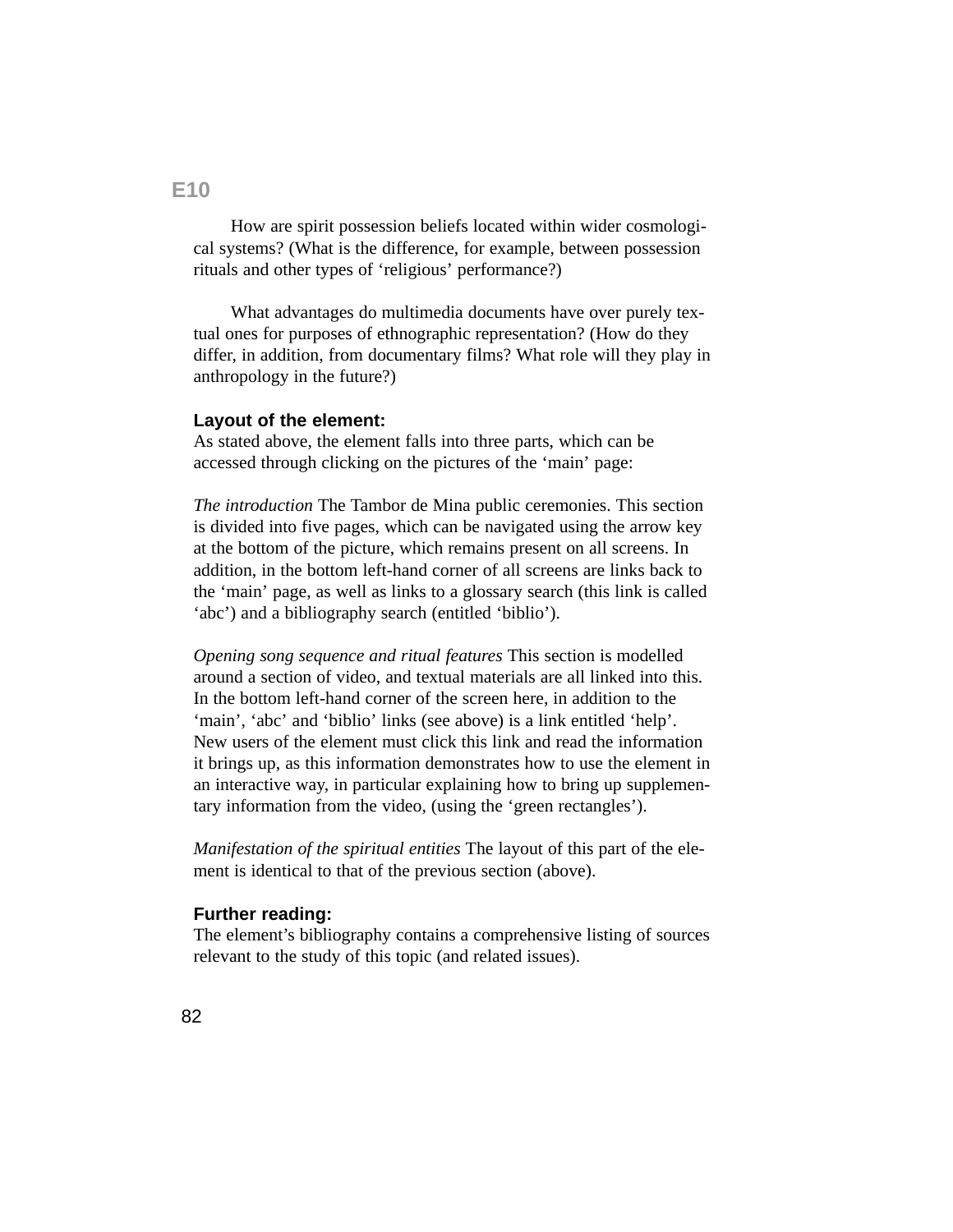## E10

How are spirit possession beliefs located within wider cosmological systems? (What is the difference, for example, between possession rituals and other types of 'religious' performance?)

What advantages do multimedia documents have over purely textual ones for purposes of ethnographic representation? (How do they differ, in addition, from documentary films? What role will they play in anthropology in the future?)

**Layout of the element:**
As stated above, the element falls into three parts, which can be accessed through clicking on the pictures of the 'main' page:

*The introduction* The Tambor de Mina public ceremonies. This section is divided into five pages, which can be navigated using the arrow key at the bottom of the picture, which remains present on all screens. In addition, in the bottom left-hand corner of all screens are links back to the 'main' page, as well as links to a glossary search (this link is called 'abc') and a bibliography search (entitled 'biblio').

*Opening song sequence and ritual features* This section is modelled around a section of video, and textual materials are all linked into this. In the bottom left-hand corner of the screen here, in addition to the 'main', 'abc' and 'biblio' links (see above) is a link entitled 'help'. New users of the element must click this link and read the information it brings up, as this information demonstrates how to use the element in an interactive way, in particular explaining how to bring up supplementary information from the video, (using the 'green rectangles').

*Manifestation of the spiritual entities* The layout of this part of the element is identical to that of the previous section (above).

**Further reading:**
The element's bibliography contains a comprehensive listing of sources relevant to the study of this topic (and related issues).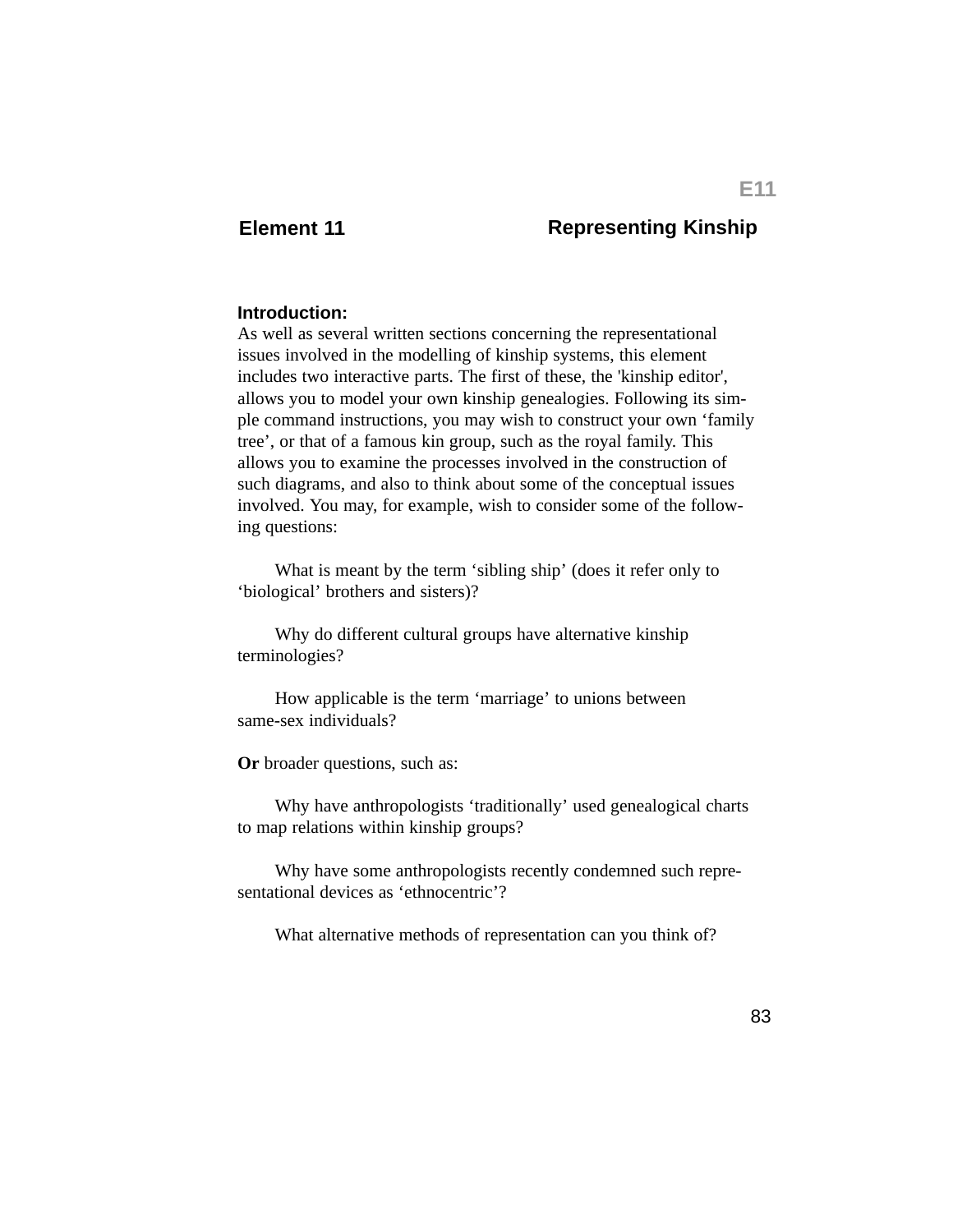# Element 11 — Representing Kinship

**Introduction:**

As well as several written sections concerning the representational issues involved in the modelling of kinship systems, this element includes two interactive parts. The first of these, the 'kinship editor', allows you to model your own kinship genealogies. Following its simple command instructions, you may wish to construct your own 'family tree', or that of a famous kin group, such as the royal family. This allows you to examine the processes involved in the construction of such diagrams, and also to think about some of the conceptual issues involved. You may, for example, wish to consider some of the following questions:

What is meant by the term 'sibling ship' (does it refer only to 'biological' brothers and sisters)?

Why do different cultural groups have alternative kinship terminologies?

How applicable is the term 'marriage' to unions between same-sex individuals?

**Or** broader questions, such as:

Why have anthropologists 'traditionally' used genealogical charts to map relations within kinship groups?

Why have some anthropologists recently condemned such representational devices as 'ethnocentric'?

What alternative methods of representation can you think of?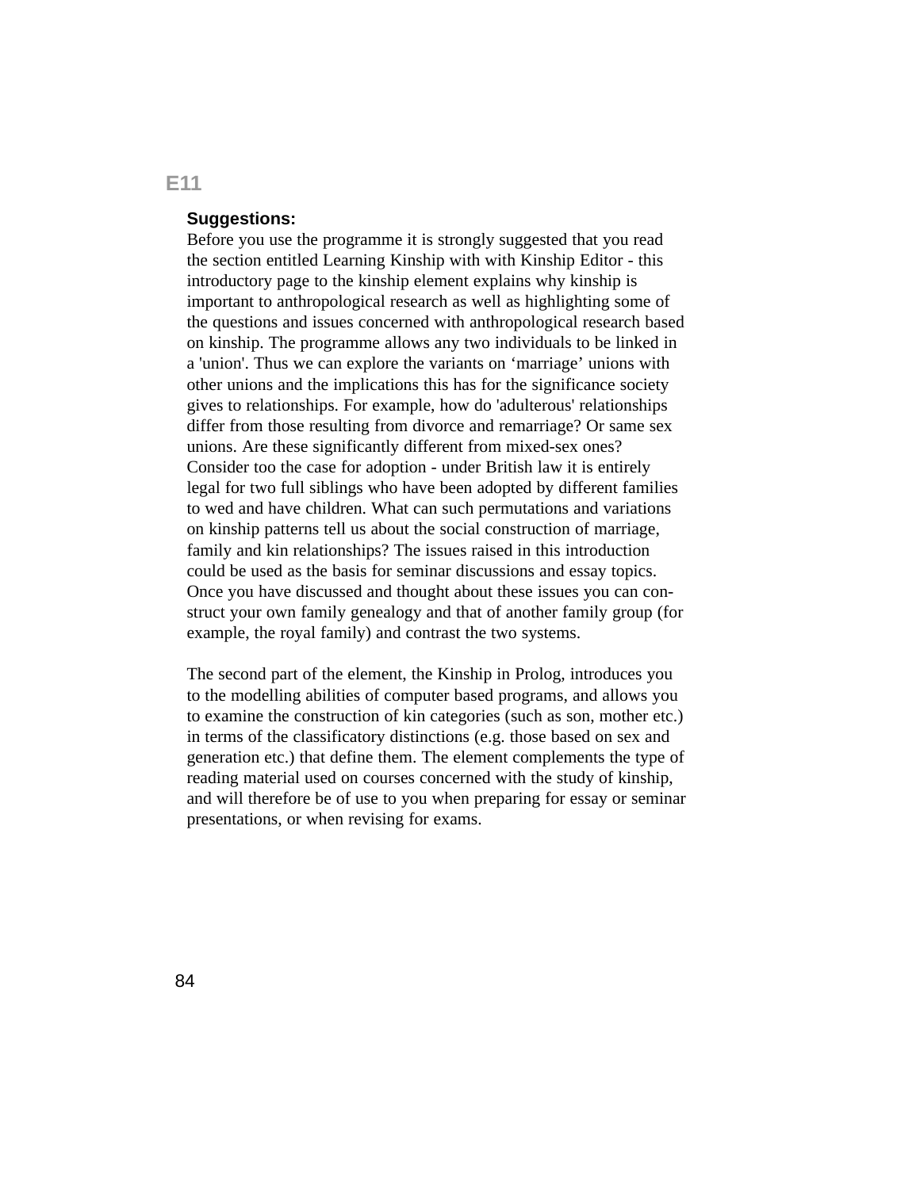## E11

**Suggestions:**

Before you use the programme it is strongly suggested that you read the section entitled Learning Kinship with with Kinship Editor - this introductory page to the kinship element explains why kinship is important to anthropological research as well as highlighting some of the questions and issues concerned with anthropological research based on kinship. The programme allows any two individuals to be linked in a 'union'. Thus we can explore the variants on ‘marriage’ unions with other unions and the implications this has for the significance society gives to relationships. For example, how do 'adulterous' relationships differ from those resulting from divorce and remarriage? Or same sex unions. Are these significantly different from mixed-sex ones? Consider too the case for adoption - under British law it is entirely legal for two full siblings who have been adopted by different families to wed and have children. What can such permutations and variations on kinship patterns tell us about the social construction of marriage, family and kin relationships? The issues raised in this introduction could be used as the basis for seminar discussions and essay topics. Once you have discussed and thought about these issues you can construct your own family genealogy and that of another family group (for example, the royal family) and contrast the two systems.

The second part of the element, the Kinship in Prolog, introduces you to the modelling abilities of computer based programs, and allows you to examine the construction of kin categories (such as son, mother etc.) in terms of the classificatory distinctions (e.g. those based on sex and generation etc.) that define them. The element complements the type of reading material used on courses concerned with the study of kinship, and will therefore be of use to you when preparing for essay or seminar presentations, or when revising for exams.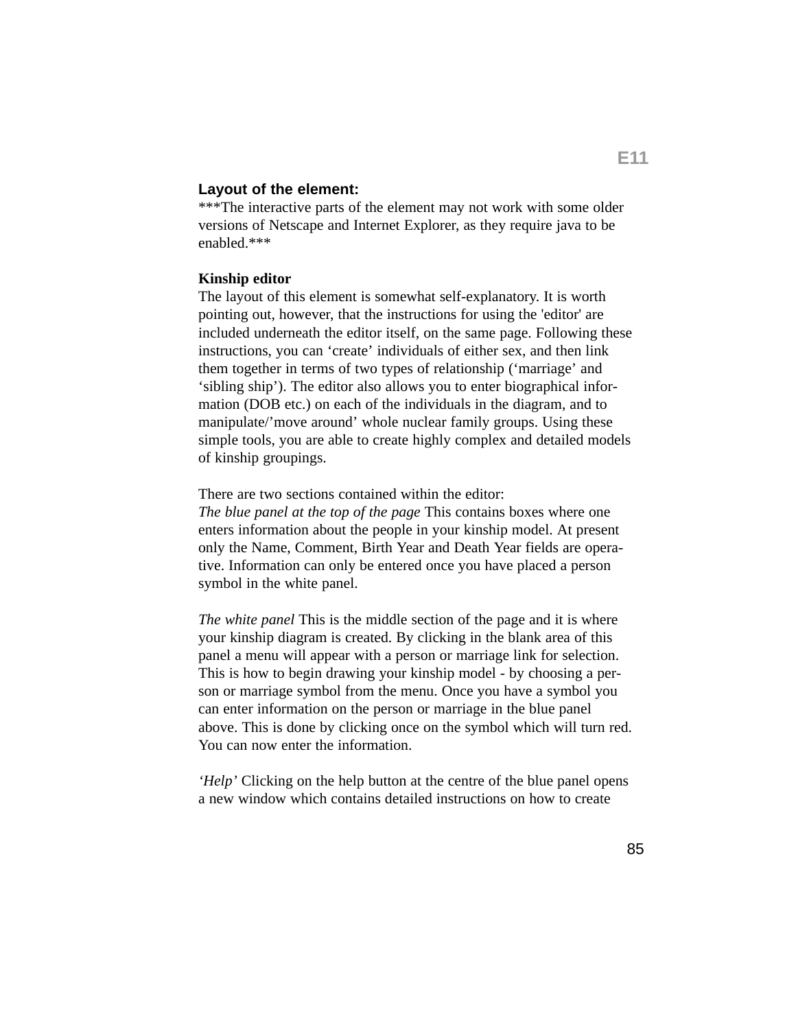## Layout of the element:

\*\*\*The interactive parts of the element may not work with some older versions of Netscape and Internet Explorer, as they require java to be enabled.\*\*\*

**Kinship editor**

The layout of this element is somewhat self-explanatory. It is worth pointing out, however, that the instructions for using the 'editor' are included underneath the editor itself, on the same page. Following these instructions, you can 'create' individuals of either sex, and then link them together in terms of two types of relationship ('marriage' and 'sibling ship'). The editor also allows you to enter biographical information (DOB etc.) on each of the individuals in the diagram, and to manipulate/'move around' whole nuclear family groups. Using these simple tools, you are able to create highly complex and detailed models of kinship groupings.

There are two sections contained within the editor:

*The blue panel at the top of the page* This contains boxes where one enters information about the people in your kinship model. At present only the Name, Comment, Birth Year and Death Year fields are operative. Information can only be entered once you have placed a person symbol in the white panel.

*The white panel* This is the middle section of the page and it is where your kinship diagram is created. By clicking in the blank area of this panel a menu will appear with a person or marriage link for selection. This is how to begin drawing your kinship model - by choosing a person or marriage symbol from the menu. Once you have a symbol you can enter information on the person or marriage in the blue panel above. This is done by clicking once on the symbol which will turn red. You can now enter the information.

*'Help'* Clicking on the help button at the centre of the blue panel opens a new window which contains detailed instructions on how to create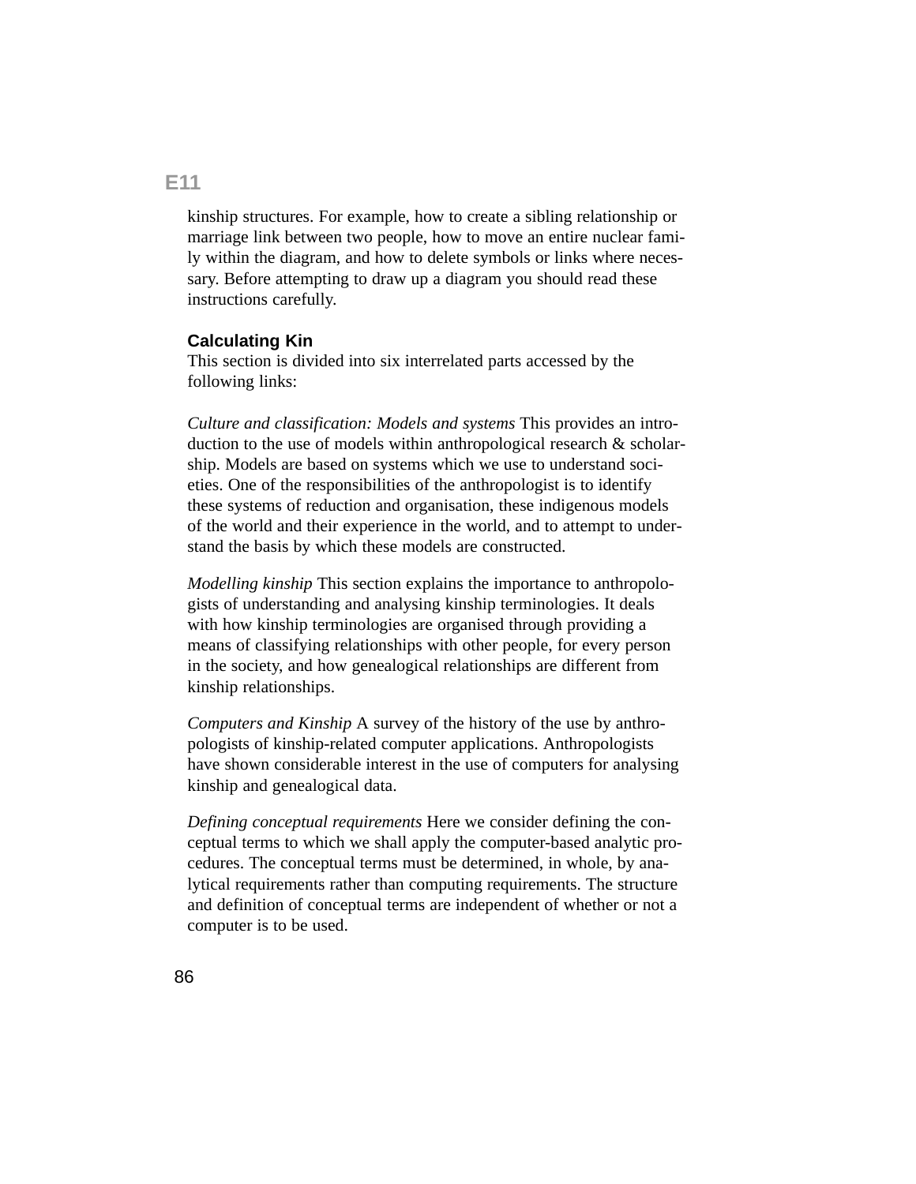kinship structures. For example, how to create a sibling relationship or marriage link between two people, how to move an entire nuclear family within the diagram, and how to delete symbols or links where necessary. Before attempting to draw up a diagram you should read these instructions carefully.

### Calculating Kin

This section is divided into six interrelated parts accessed by the following links:

*Culture and classification: Models and systems* This provides an introduction to the use of models within anthropological research & scholarship. Models are based on systems which we use to understand societies. One of the responsibilities of the anthropologist is to identify these systems of reduction and organisation, these indigenous models of the world and their experience in the world, and to attempt to understand the basis by which these models are constructed.

*Modelling kinship* This section explains the importance to anthropologists of understanding and analysing kinship terminologies. It deals with how kinship terminologies are organised through providing a means of classifying relationships with other people, for every person in the society, and how genealogical relationships are different from kinship relationships.

*Computers and Kinship* A survey of the history of the use by anthropologists of kinship-related computer applications. Anthropologists have shown considerable interest in the use of computers for analysing kinship and genealogical data.

*Defining conceptual requirements* Here we consider defining the conceptual terms to which we shall apply the computer-based analytic procedures. The conceptual terms must be determined, in whole, by analytical requirements rather than computing requirements. The structure and definition of conceptual terms are independent of whether or not a computer is to be used.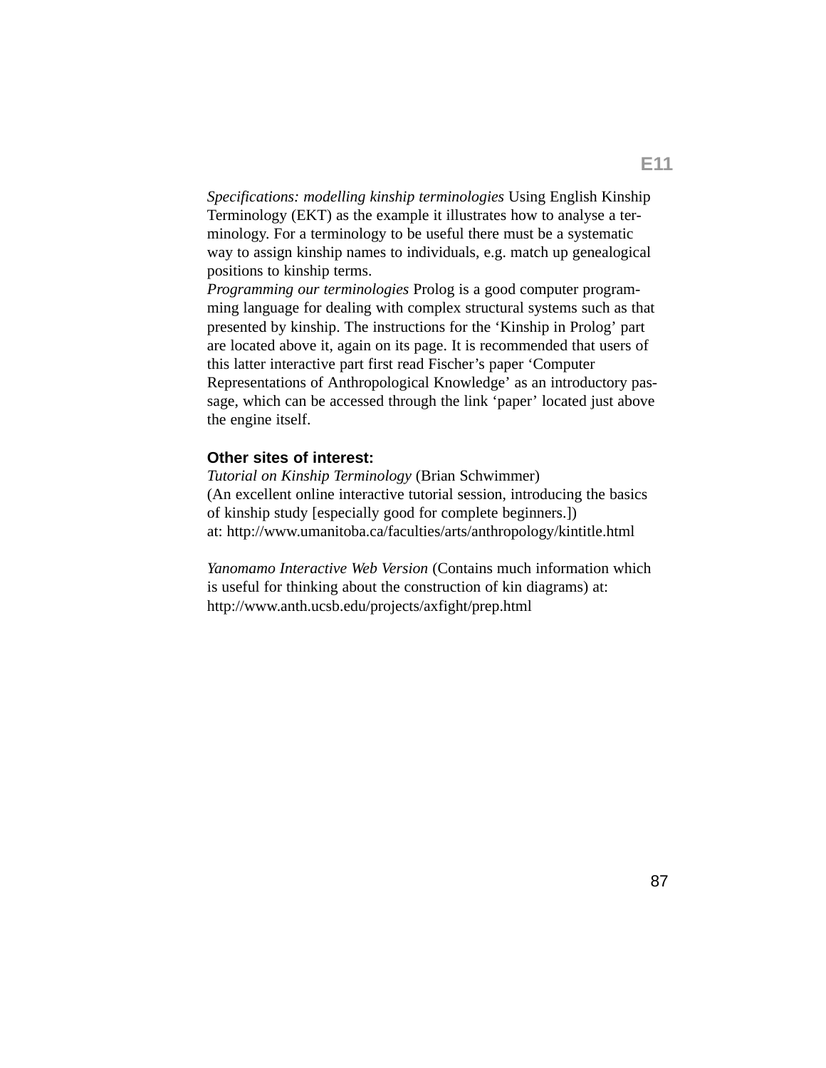*Specifications: modelling kinship terminologies* Using English Kinship Terminology (EKT) as the example it illustrates how to analyse a terminology. For a terminology to be useful there must be a systematic way to assign kinship names to individuals, e.g. match up genealogical positions to kinship terms.
*Programming our terminologies* Prolog is a good computer programming language for dealing with complex structural systems such as that presented by kinship. The instructions for the 'Kinship in Prolog' part are located above it, again on its page. It is recommended that users of this latter interactive part first read Fischer's paper 'Computer Representations of Anthropological Knowledge' as an introductory passage, which can be accessed through the link 'paper' located just above the engine itself.

**Other sites of interest:**
*Tutorial on Kinship Terminology* (Brian Schwimmer)
(An excellent online interactive tutorial session, introducing the basics of kinship study [especially good for complete beginners.])
at: http://www.umanitoba.ca/faculties/arts/anthropology/kintitle.html

*Yanomamo Interactive Web Version* (Contains much information which is useful for thinking about the construction of kin diagrams) at:
http://www.anth.ucsb.edu/projects/axfight/prep.html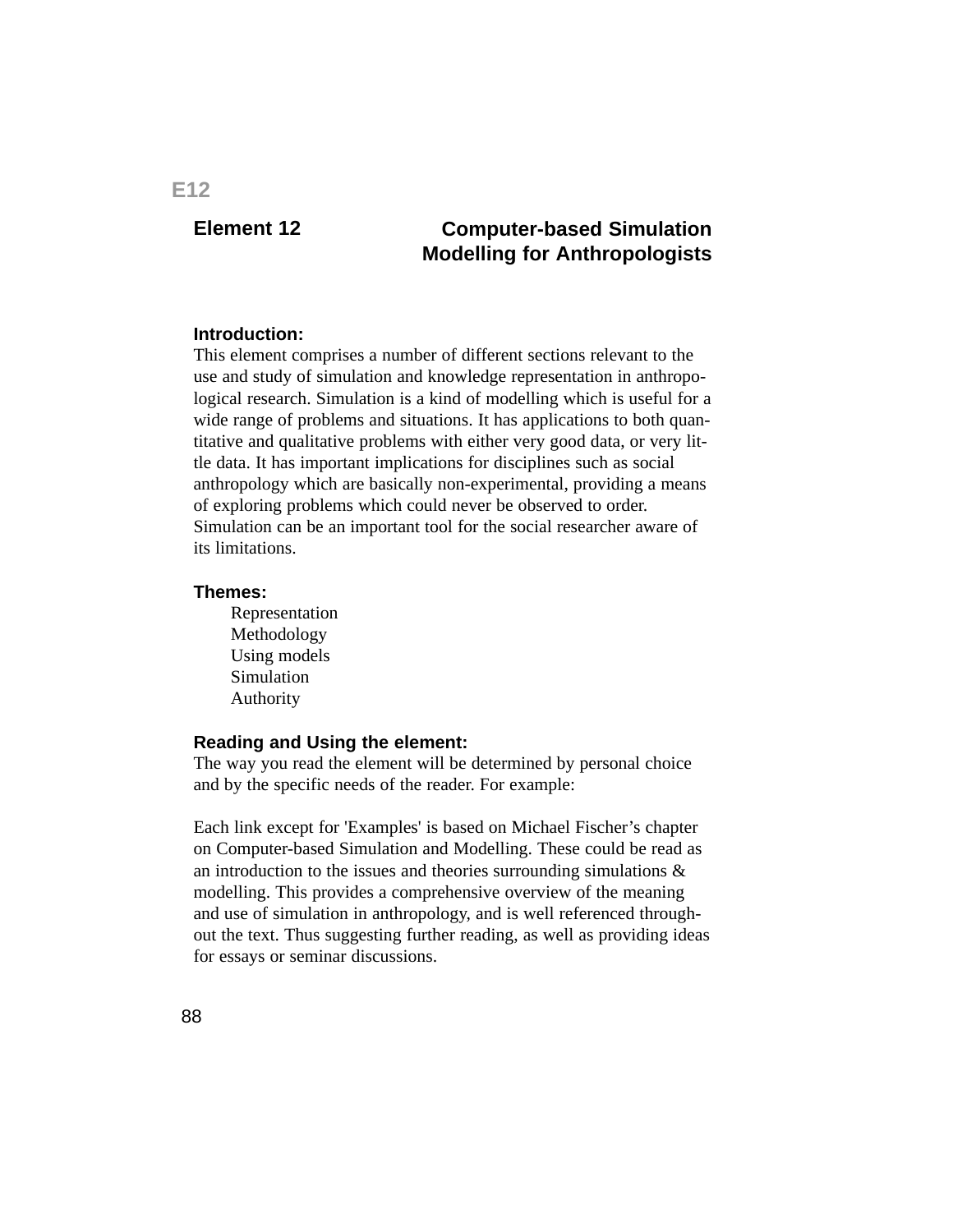E12

# Element 12 — Computer-based Simulation Modelling for Anthropologists

**Introduction:**
This element comprises a number of different sections relevant to the use and study of simulation and knowledge representation in anthropological research. Simulation is a kind of modelling which is useful for a wide range of problems and situations. It has applications to both quantitative and qualitative problems with either very good data, or very little data. It has important implications for disciplines such as social anthropology which are basically non-experimental, providing a means of exploring problems which could never be observed to order. Simulation can be an important tool for the social researcher aware of its limitations.

**Themes:**

- Representation
- Methodology
- Using models
- Simulation
- Authority

**Reading and Using the element:**
The way you read the element will be determined by personal choice and by the specific needs of the reader. For example:

Each link except for 'Examples' is based on Michael Fischer's chapter on Computer-based Simulation and Modelling. These could be read as an introduction to the issues and theories surrounding simulations & modelling. This provides a comprehensive overview of the meaning and use of simulation in anthropology, and is well referenced throughout the text. Thus suggesting further reading, as well as providing ideas for essays or seminar discussions.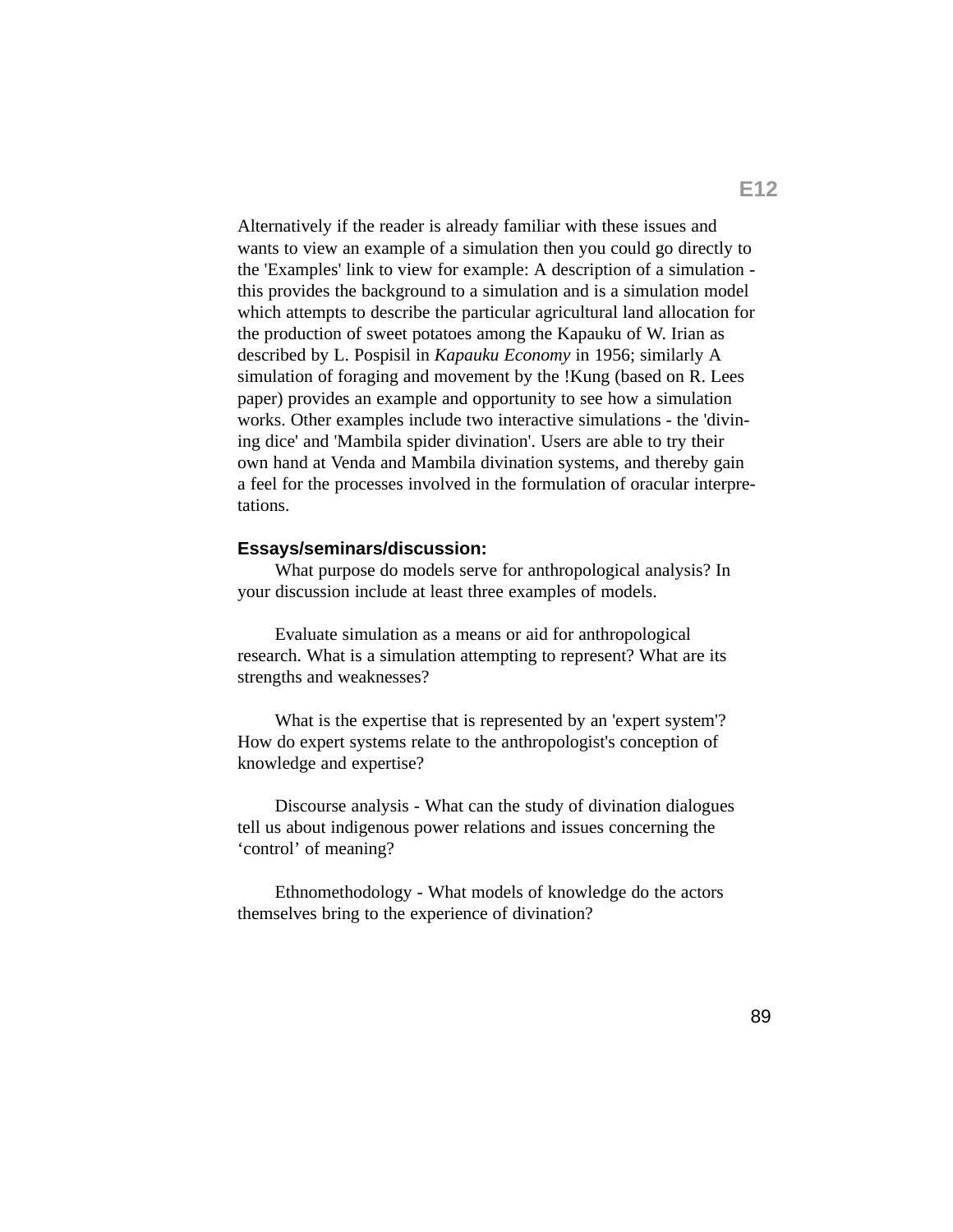Alternatively if the reader is already familiar with these issues and wants to view an example of a simulation then you could go directly to the 'Examples' link to view for example: A description of a simulation - this provides the background to a simulation and is a simulation model which attempts to describe the particular agricultural land allocation for the production of sweet potatoes among the Kapauku of W. Irian as described by L. Pospisil in *Kapauku Economy* in 1956; similarly A simulation of foraging and movement by the !Kung (based on R. Lees paper) provides an example and opportunity to see how a simulation works. Other examples include two interactive simulations - the 'divining dice' and 'Mambila spider divination'. Users are able to try their own hand at Venda and Mambila divination systems, and thereby gain a feel for the processes involved in the formulation of oracular interpretations.

**Essays/seminars/discussion:**

What purpose do models serve for anthropological analysis? In your discussion include at least three examples of models.

Evaluate simulation as a means or aid for anthropological research. What is a simulation attempting to represent? What are its strengths and weaknesses?

What is the expertise that is represented by an 'expert system'? How do expert systems relate to the anthropologist's conception of knowledge and expertise?

Discourse analysis - What can the study of divination dialogues tell us about indigenous power relations and issues concerning the ‘control’ of meaning?

Ethnomethodology - What models of knowledge do the actors themselves bring to the experience of divination?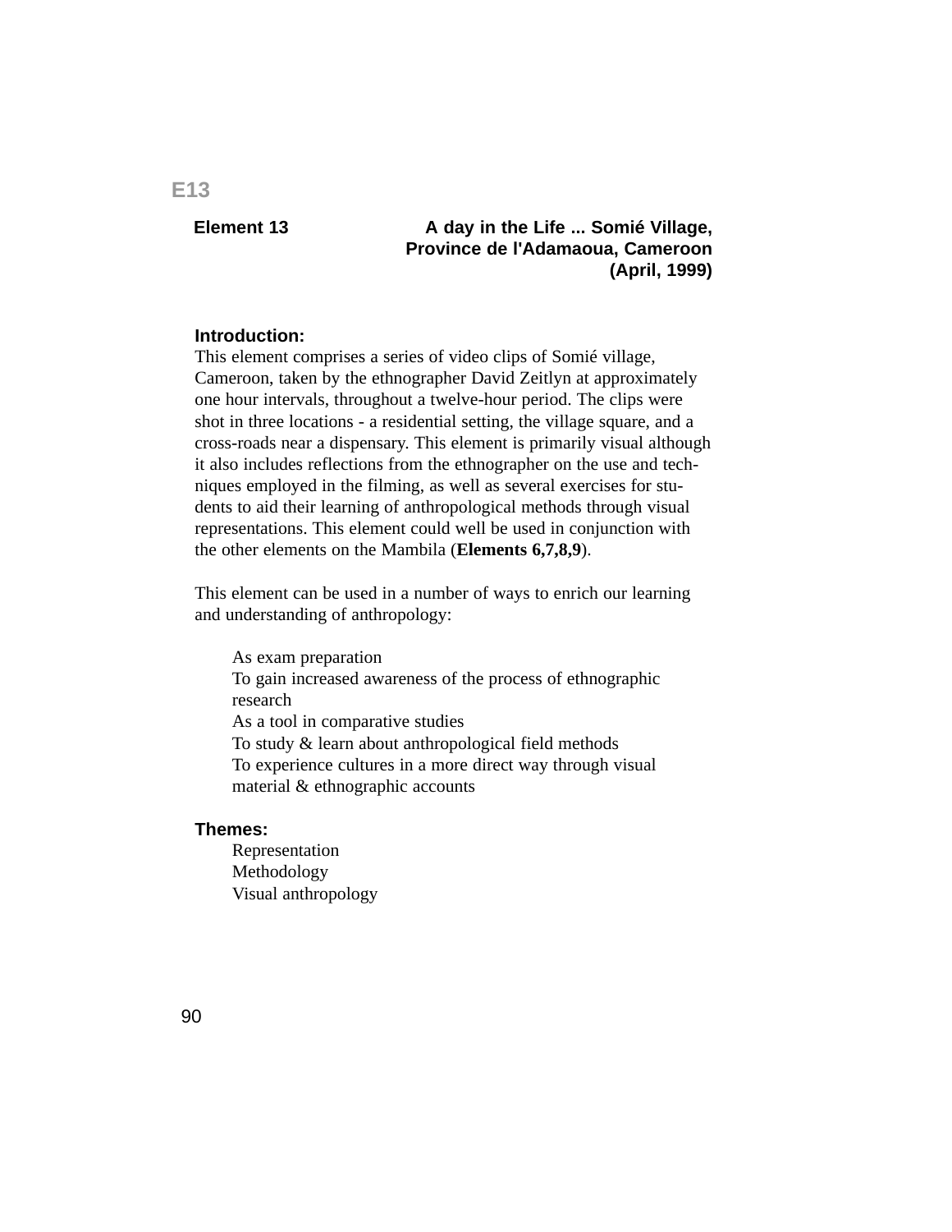# E13

## Element 13 — A day in the Life ... Somié Village, Province de l'Adamaoua, Cameroon (April, 1999)

**Introduction:**

This element comprises a series of video clips of Somié village, Cameroon, taken by the ethnographer David Zeitlyn at approximately one hour intervals, throughout a twelve-hour period. The clips were shot in three locations - a residential setting, the village square, and a cross-roads near a dispensary. This element is primarily visual although it also includes reflections from the ethnographer on the use and techniques employed in the filming, as well as several exercises for students to aid their learning of anthropological methods through visual representations. This element could well be used in conjunction with the other elements on the Mambila (**Elements 6,7,8,9**).

This element can be used in a number of ways to enrich our learning and understanding of anthropology:

- As exam preparation
- To gain increased awareness of the process of ethnographic research
- As a tool in comparative studies
- To study & learn about anthropological field methods
- To experience cultures in a more direct way through visual material & ethnographic accounts

**Themes:**

- Representation
- Methodology
- Visual anthropology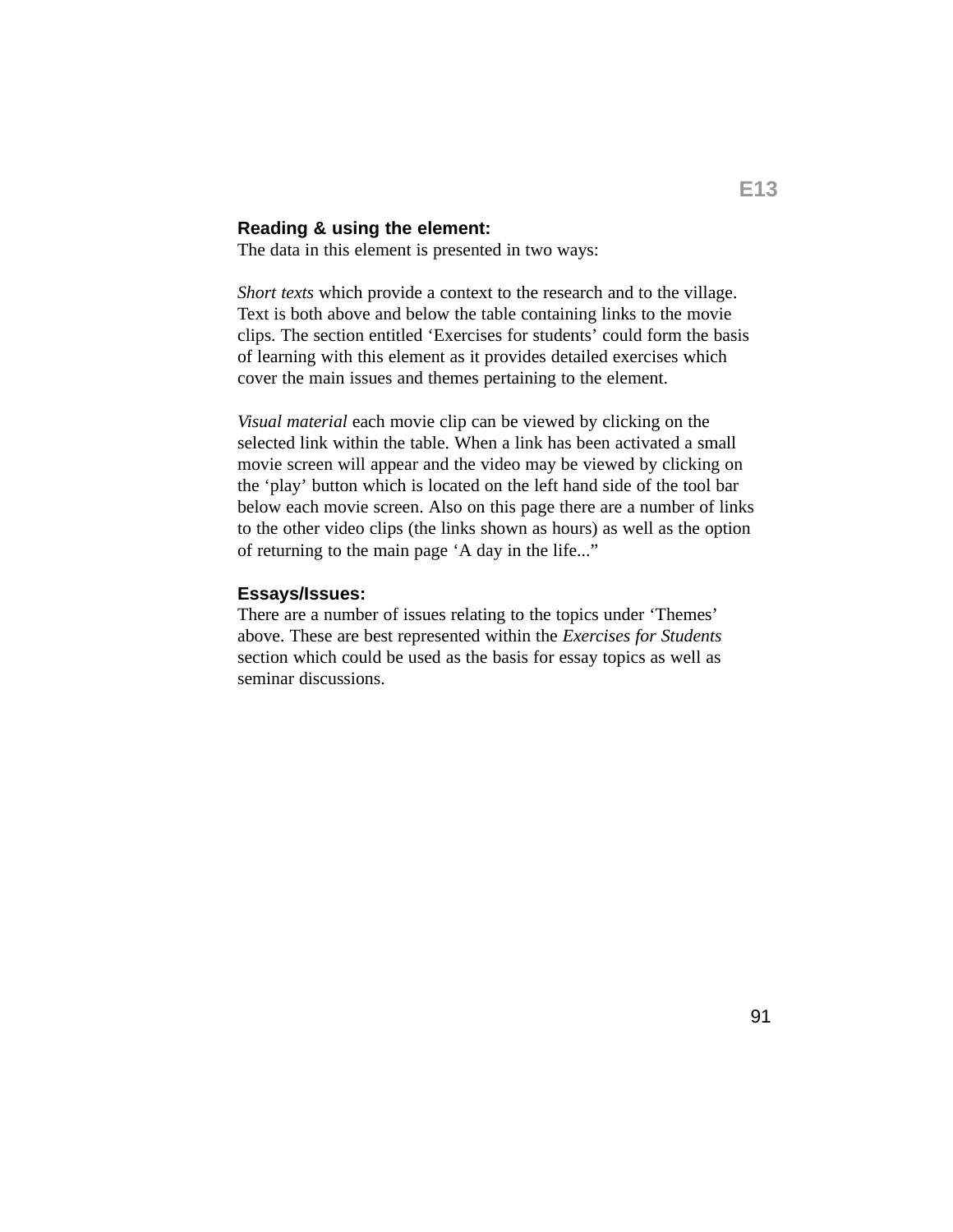## Reading & using the element:

The data in this element is presented in two ways:

*Short texts* which provide a context to the research and to the village. Text is both above and below the table containing links to the movie clips. The section entitled 'Exercises for students' could form the basis of learning with this element as it provides detailed exercises which cover the main issues and themes pertaining to the element.

*Visual material* each movie clip can be viewed by clicking on the selected link within the table. When a link has been activated a small movie screen will appear and the video may be viewed by clicking on the 'play' button which is located on the left hand side of the tool bar below each movie screen. Also on this page there are a number of links to the other video clips (the links shown as hours) as well as the option of returning to the main page 'A day in the life..."

## Essays/Issues:

There are a number of issues relating to the topics under 'Themes' above. These are best represented within the *Exercises for Students* section which could be used as the basis for essay topics as well as seminar discussions.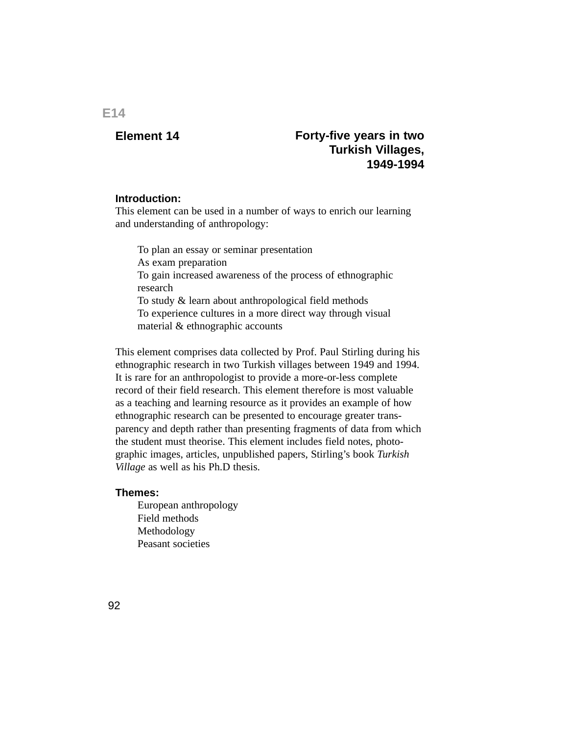E14

# Element 14

## Forty-five years in two Turkish Villages, 1949-1994

**Introduction:**
This element can be used in a number of ways to enrich our learning and understanding of anthropology:

- To plan an essay or seminar presentation
- As exam preparation
- To gain increased awareness of the process of ethnographic research
- To study & learn about anthropological field methods
- To experience cultures in a more direct way through visual material & ethnographic accounts

This element comprises data collected by Prof. Paul Stirling during his ethnographic research in two Turkish villages between 1949 and 1994. It is rare for an anthropologist to provide a more-or-less complete record of their field research. This element therefore is most valuable as a teaching and learning resource as it provides an example of how ethnographic research can be presented to encourage greater transparency and depth rather than presenting fragments of data from which the student must theorise. This element includes field notes, photographic images, articles, unpublished papers, Stirling's book *Turkish Village* as well as his Ph.D thesis.

**Themes:**

- European anthropology
- Field methods
- Methodology
- Peasant societies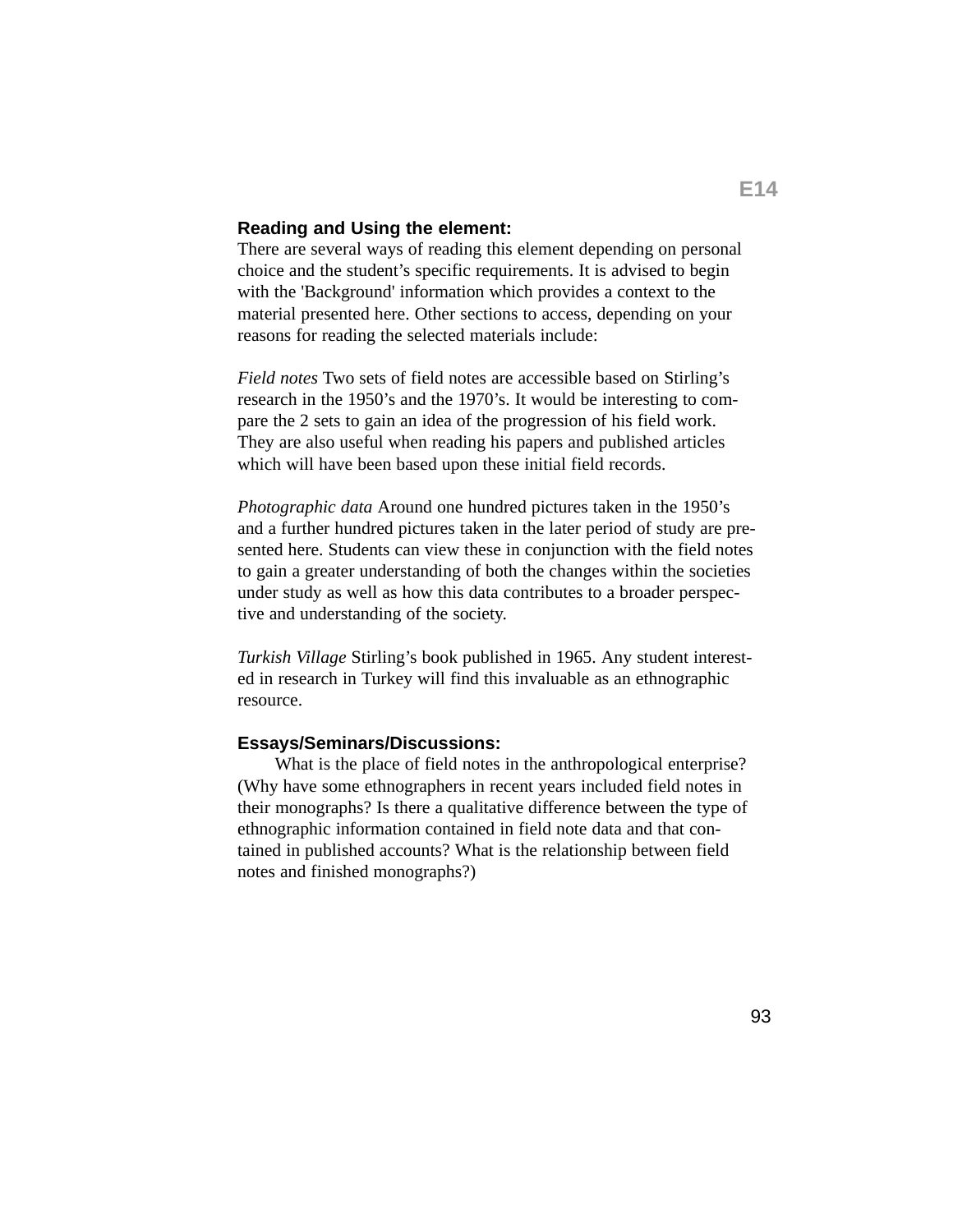## Reading and Using the element:

There are several ways of reading this element depending on personal choice and the student's specific requirements. It is advised to begin with the 'Background' information which provides a context to the material presented here. Other sections to access, depending on your reasons for reading the selected materials include:

*Field notes* Two sets of field notes are accessible based on Stirling's research in the 1950's and the 1970's. It would be interesting to compare the 2 sets to gain an idea of the progression of his field work. They are also useful when reading his papers and published articles which will have been based upon these initial field records.

*Photographic data* Around one hundred pictures taken in the 1950's and a further hundred pictures taken in the later period of study are presented here. Students can view these in conjunction with the field notes to gain a greater understanding of both the changes within the societies under study as well as how this data contributes to a broader perspective and understanding of the society.

*Turkish Village* Stirling's book published in 1965. Any student interested in research in Turkey will find this invaluable as an ethnographic resource.

## Essays/Seminars/Discussions:

What is the place of field notes in the anthropological enterprise? (Why have some ethnographers in recent years included field notes in their monographs? Is there a qualitative difference between the type of ethnographic information contained in field note data and that contained in published accounts? What is the relationship between field notes and finished monographs?)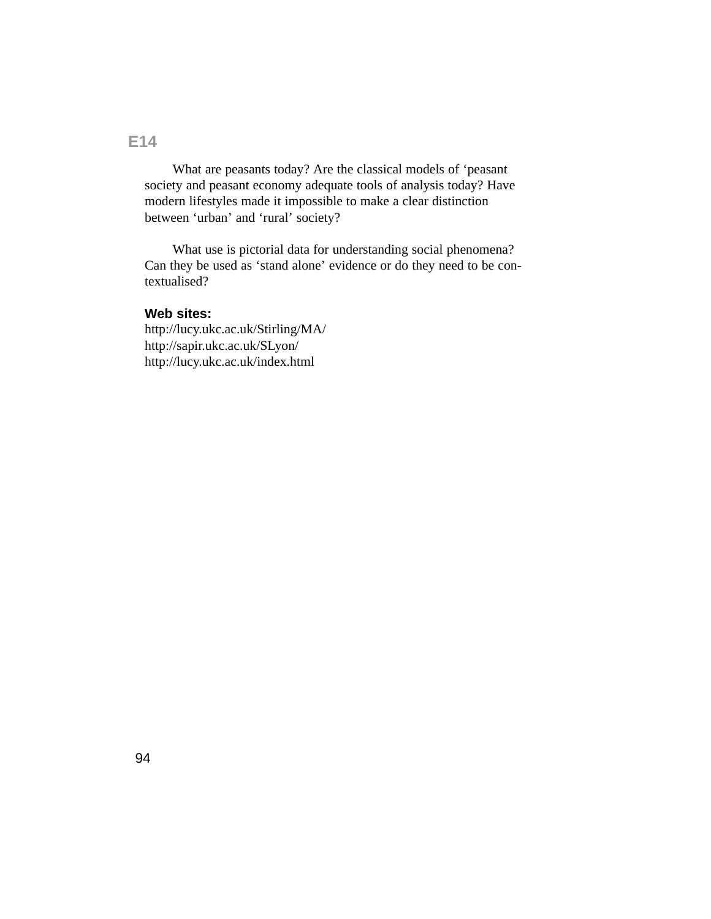## E14

What are peasants today? Are the classical models of 'peasant society and peasant economy adequate tools of analysis today? Have modern lifestyles made it impossible to make a clear distinction between 'urban' and 'rural' society?

What use is pictorial data for understanding social phenomena? Can they be used as 'stand alone' evidence or do they need to be contextualised?

**Web sites:**
http://lucy.ukc.ac.uk/Stirling/MA/
http://sapir.ukc.ac.uk/SLyon/
http://lucy.ukc.ac.uk/index.html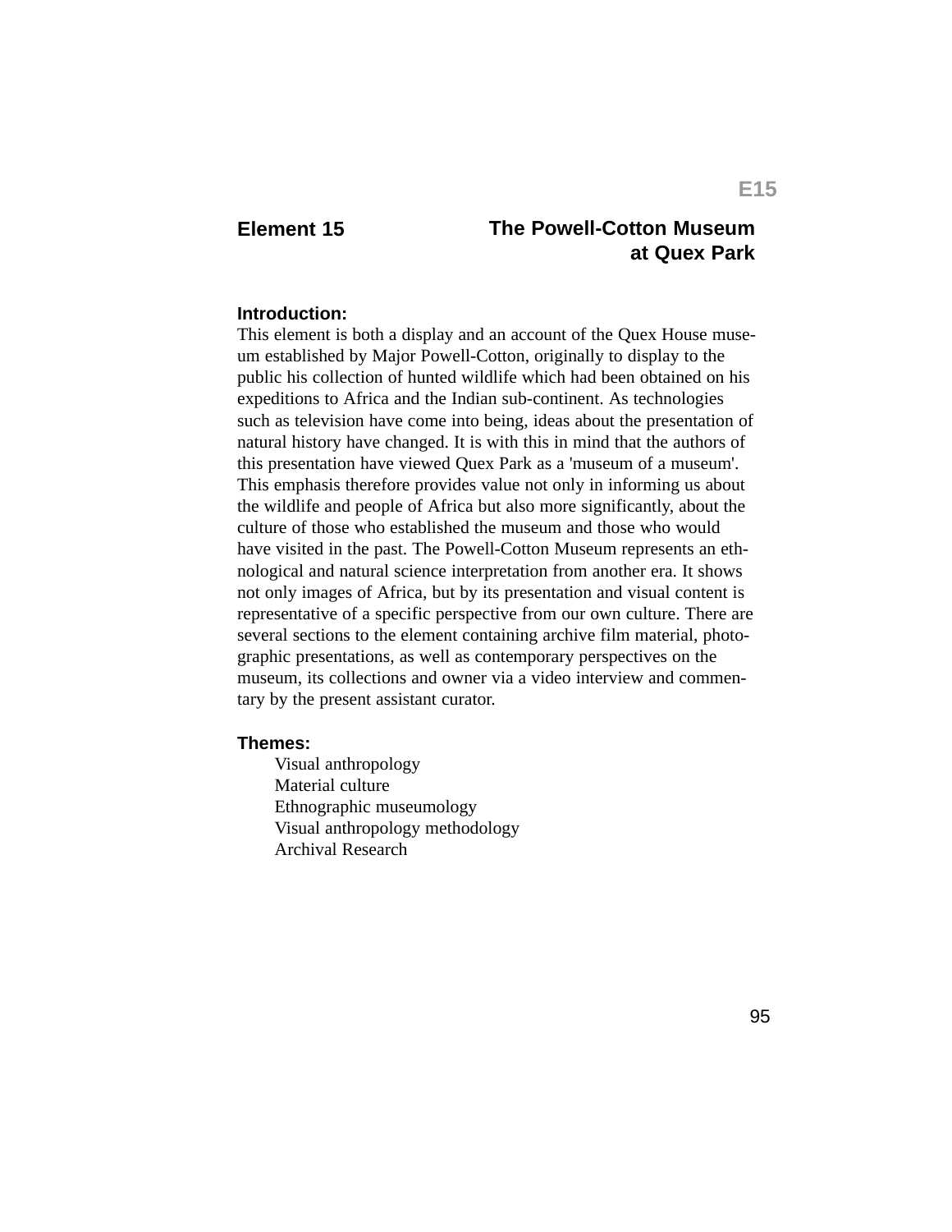# Element 15 — The Powell-Cotton Museum at Quex Park

### Introduction:

This element is both a display and an account of the Quex House museum established by Major Powell-Cotton, originally to display to the public his collection of hunted wildlife which had been obtained on his expeditions to Africa and the Indian sub-continent. As technologies such as television have come into being, ideas about the presentation of natural history have changed. It is with this in mind that the authors of this presentation have viewed Quex Park as a 'museum of a museum'. This emphasis therefore provides value not only in informing us about the wildlife and people of Africa but also more significantly, about the culture of those who established the museum and those who would have visited in the past. The Powell-Cotton Museum represents an ethnological and natural science interpretation from another era. It shows not only images of Africa, but by its presentation and visual content is representative of a specific perspective from our own culture. There are several sections to the element containing archive film material, photographic presentations, as well as contemporary perspectives on the museum, its collections and owner via a video interview and commentary by the present assistant curator.

### Themes:

- Visual anthropology
- Material culture
- Ethnographic museumology
- Visual anthropology methodology
- Archival Research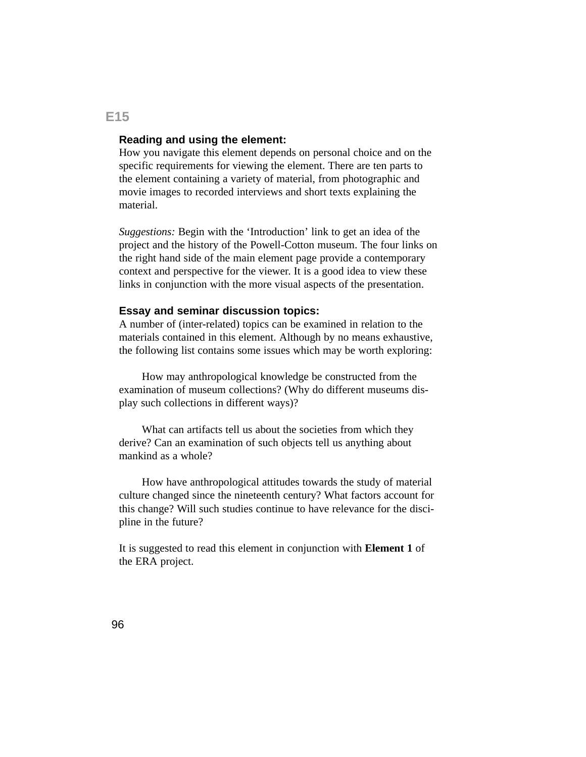## E15

### Reading and using the element:

How you navigate this element depends on personal choice and on the specific requirements for viewing the element. There are ten parts to the element containing a variety of material, from photographic and movie images to recorded interviews and short texts explaining the material.

*Suggestions:* Begin with the 'Introduction' link to get an idea of the project and the history of the Powell-Cotton museum. The four links on the right hand side of the main element page provide a contemporary context and perspective for the viewer. It is a good idea to view these links in conjunction with the more visual aspects of the presentation.

### Essay and seminar discussion topics:

A number of (inter-related) topics can be examined in relation to the materials contained in this element. Although by no means exhaustive, the following list contains some issues which may be worth exploring:

How may anthropological knowledge be constructed from the examination of museum collections? (Why do different museums display such collections in different ways)?

What can artifacts tell us about the societies from which they derive? Can an examination of such objects tell us anything about mankind as a whole?

How have anthropological attitudes towards the study of material culture changed since the nineteenth century? What factors account for this change? Will such studies continue to have relevance for the discipline in the future?

It is suggested to read this element in conjunction with **Element 1** of the ERA project.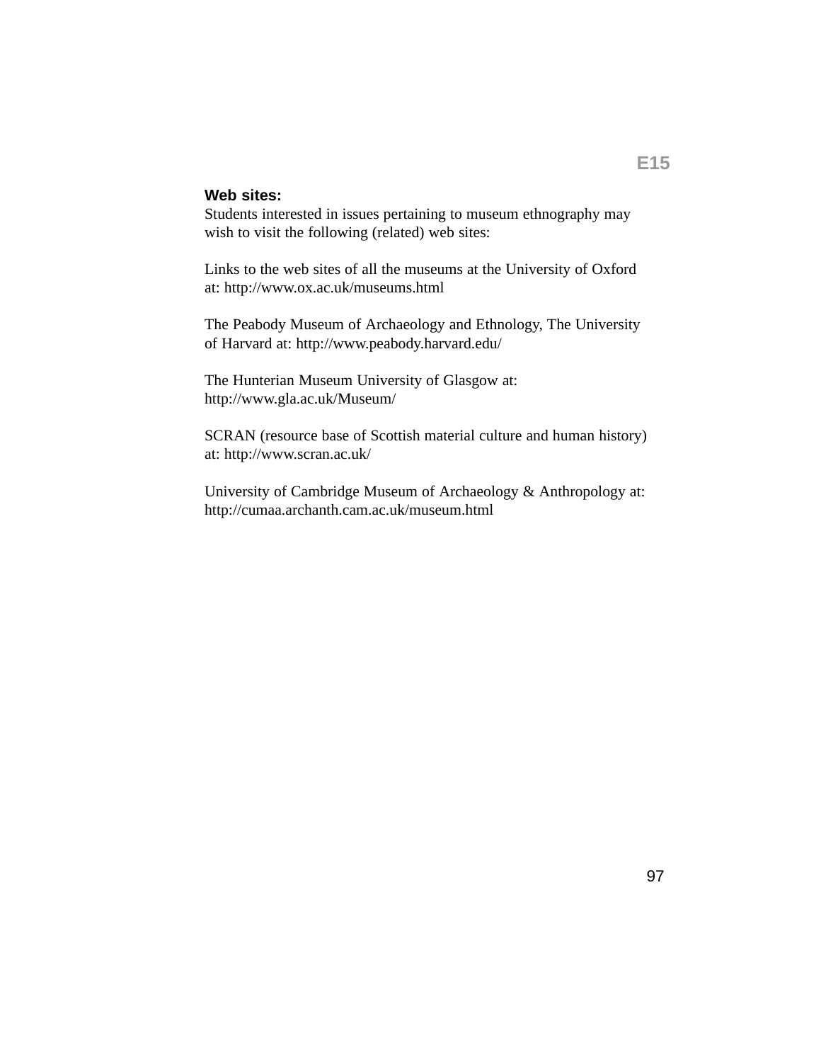**Web sites:**

Students interested in issues pertaining to museum ethnography may wish to visit the following (related) web sites:

Links to the web sites of all the museums at the University of Oxford at: http://www.ox.ac.uk/museums.html

The Peabody Museum of Archaeology and Ethnology, The University of Harvard at: http://www.peabody.harvard.edu/

The Hunterian Museum University of Glasgow at: http://www.gla.ac.uk/Museum/

SCRAN (resource base of Scottish material culture and human history) at: http://www.scran.ac.uk/

University of Cambridge Museum of Archaeology & Anthropology at: http://cumaa.archanth.cam.ac.uk/museum.html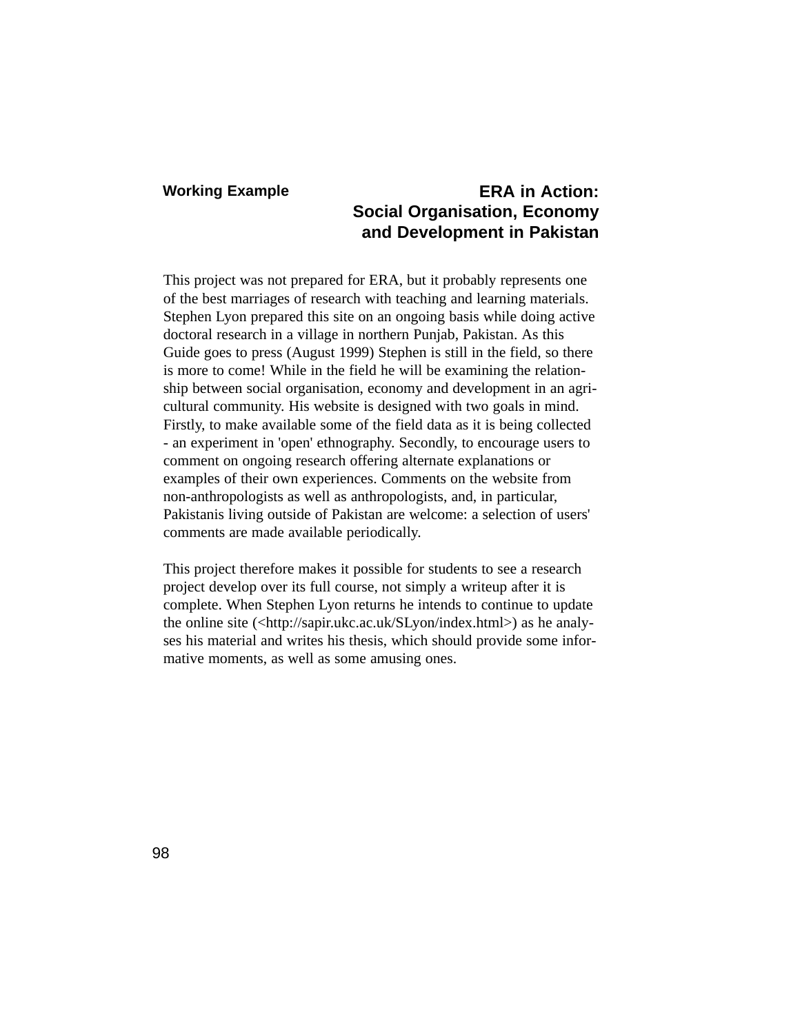**Working Example**

## ERA in Action: Social Organisation, Economy and Development in Pakistan

This project was not prepared for ERA, but it probably represents one of the best marriages of research with teaching and learning materials. Stephen Lyon prepared this site on an ongoing basis while doing active doctoral research in a village in northern Punjab, Pakistan. As this Guide goes to press (August 1999) Stephen is still in the field, so there is more to come! While in the field he will be examining the relationship between social organisation, economy and development in an agricultural community. His website is designed with two goals in mind. Firstly, to make available some of the field data as it is being collected - an experiment in 'open' ethnography. Secondly, to encourage users to comment on ongoing research offering alternate explanations or examples of their own experiences. Comments on the website from non-anthropologists as well as anthropologists, and, in particular, Pakistanis living outside of Pakistan are welcome: a selection of users' comments are made available periodically.

This project therefore makes it possible for students to see a research project develop over its full course, not simply a writeup after it is complete. When Stephen Lyon returns he intends to continue to update the online site (<http://sapir.ukc.ac.uk/SLyon/index.html>) as he analyses his material and writes his thesis, which should provide some informative moments, as well as some amusing ones.